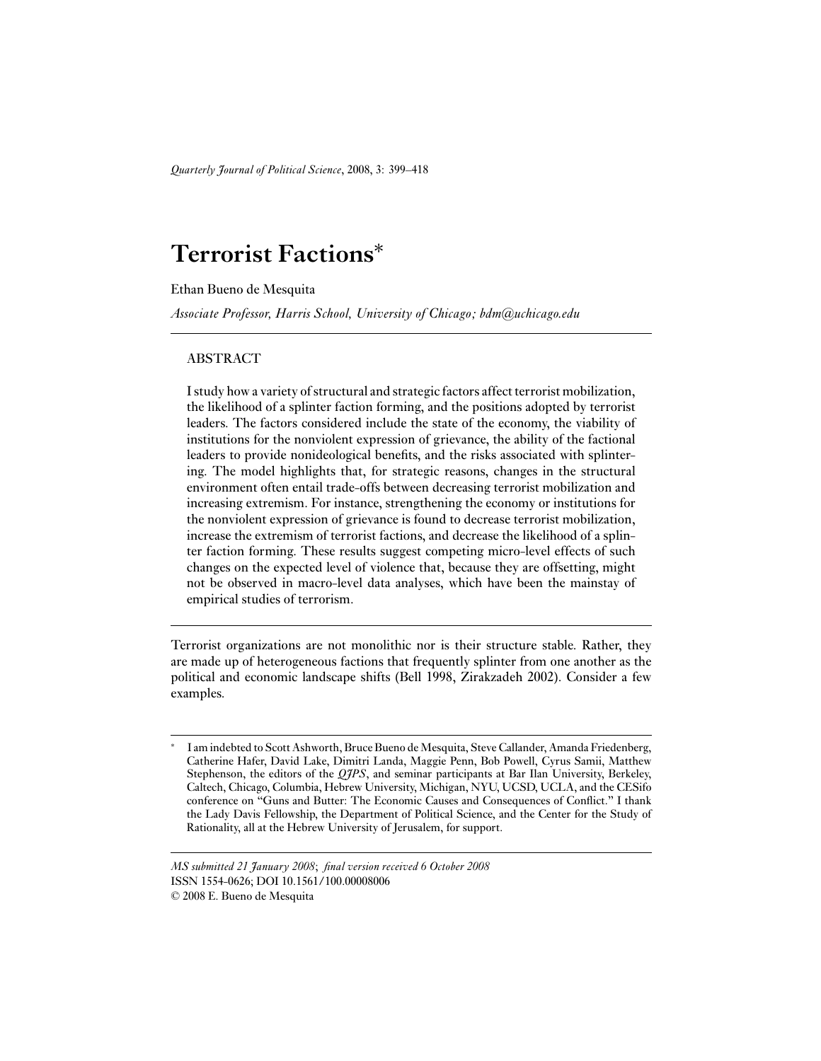# Terrorist Factions*

Ethan Bueno de Mesquita

*Associate Professor, Harris School, University of Chicago; bdm@uchicago.edu*

## ABSTRACT

I study how a variety of structural and strategic factors affect terrorist mobilization, the likelihood of a splinter faction forming, and the positions adopted by terrorist leaders. The factors considered include the state of the economy, the viability of institutions for the nonviolent expression of grievance, the ability of the factional leaders to provide nonideological benefits, and the risks associated with splintering. The model highlights that, for strategic reasons, changes in the structural environment often entail trade-offs between decreasing terrorist mobilization and increasing extremism. For instance, strengthening the economy or institutions for the nonviolent expression of grievance is found to decrease terrorist mobilization, increase the extremism of terrorist factions, and decrease the likelihood of a splinter faction forming. These results suggest competing micro-level effects of such changes on the expected level of violence that, because they are offsetting, might not be observed in macro-level data analyses, which have been the mainstay of empirical studies of terrorism.

Terrorist organizations are not monolithic nor is their structure stable. Rather, they are made up of heterogeneous factions that frequently splinter from one another as the political and economic landscape shifts (Bell 1998, Zirakzadeh 2002). Consider a few examples.

---

\* I am indebted to Scott Ashworth, Bruce Bueno de Mesquita, Steve Callander, Amanda Friedenberg, Catherine Hafer, David Lake, Dimitri Landa, Maggie Penn, Bob Powell, Cyrus Samii, Matthew Stephenson, the editors of the *QJPS*, and seminar participants at Bar Ilan University, Berkeley, Caltech, Chicago, Columbia, Hebrew University, Michigan, NYU, UCSD, UCLA, and the CESifo conference on "Guns and Butter: The Economic Causes and Consequences of Conflict." I thank the Lady Davis Fellowship, the Department of Political Science, and the Center for the Study of Rationality, all at the Hebrew University of Jerusalem, for support.

*MS submitted 21 January 2008; final version received 6 October 2008*
ISSN 1554-0626; DOI 10.1561/100.00008006
© 2008 E. Bueno de Mesquita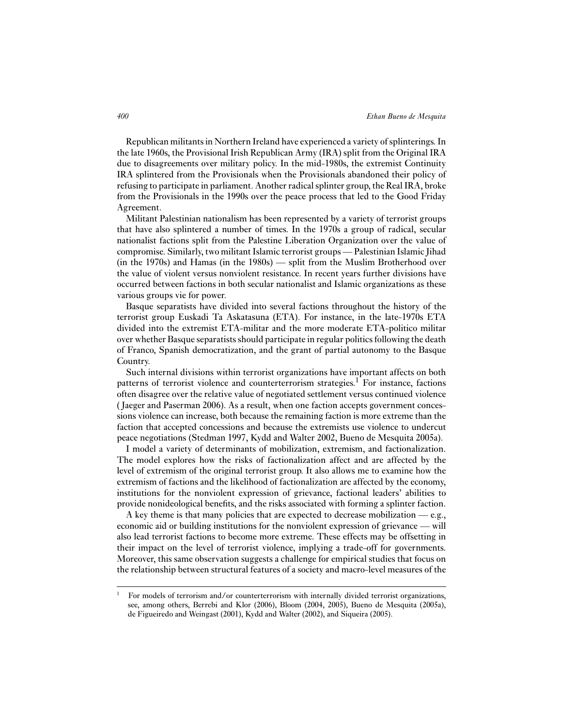Republican militants in Northern Ireland have experienced a variety of splinterings. In the late 1960s, the Provisional Irish Republican Army (IRA) split from the Original IRA due to disagreements over military policy. In the mid-1980s, the extremist Continuity IRA splintered from the Provisionals when the Provisionals abandoned their policy of refusing to participate in parliament. Another radical splinter group, the Real IRA, broke from the Provisionals in the 1990s over the peace process that led to the Good Friday Agreement.

Militant Palestinian nationalism has been represented by a variety of terrorist groups that have also splintered a number of times. In the 1970s a group of radical, secular nationalist factions split from the Palestine Liberation Organization over the value of compromise. Similarly, two militant Islamic terrorist groups — Palestinian Islamic Jihad (in the 1970s) and Hamas (in the 1980s) — split from the Muslim Brotherhood over the value of violent versus nonviolent resistance. In recent years further divisions have occurred between factions in both secular nationalist and Islamic organizations as these various groups vie for power.

Basque separatists have divided into several factions throughout the history of the terrorist group Euskadi Ta Askatasuna (ETA). For instance, in the late-1970s ETA divided into the extremist ETA-militar and the more moderate ETA-politico militar over whether Basque separatists should participate in regular politics following the death of Franco, Spanish democratization, and the grant of partial autonomy to the Basque Country.

Such internal divisions within terrorist organizations have important affects on both patterns of terrorist violence and counterterrorism strategies.[1] For instance, factions often disagree over the relative value of negotiated settlement versus continued violence (Jaeger and Paserman 2006). As a result, when one faction accepts government concessions violence can increase, both because the remaining faction is more extreme than the faction that accepted concessions and because the extremists use violence to undercut peace negotiations (Stedman 1997, Kydd and Walter 2002, Bueno de Mesquita 2005a).

I model a variety of determinants of mobilization, extremism, and factionalization. The model explores how the risks of factionalization affect and are affected by the level of extremism of the original terrorist group. It also allows me to examine how the extremism of factions and the likelihood of factionalization are affected by the economy, institutions for the nonviolent expression of grievance, factional leaders' abilities to provide nonideological benefits, and the risks associated with forming a splinter faction.

A key theme is that many policies that are expected to decrease mobilization — e.g., economic aid or building institutions for the nonviolent expression of grievance — will also lead terrorist factions to become more extreme. These effects may be offsetting in their impact on the level of terrorist violence, implying a trade-off for governments. Moreover, this same observation suggests a challenge for empirical studies that focus on the relationship between structural features of a society and macro-level measures of the

[1] For models of terrorism and/or counterterrorism with internally divided terrorist organizations, see, among others, Berrebi and Klor (2006), Bloom (2004, 2005), Bueno de Mesquita (2005a), de Figueiredo and Weingast (2001), Kydd and Walter (2002), and Siqueira (2005).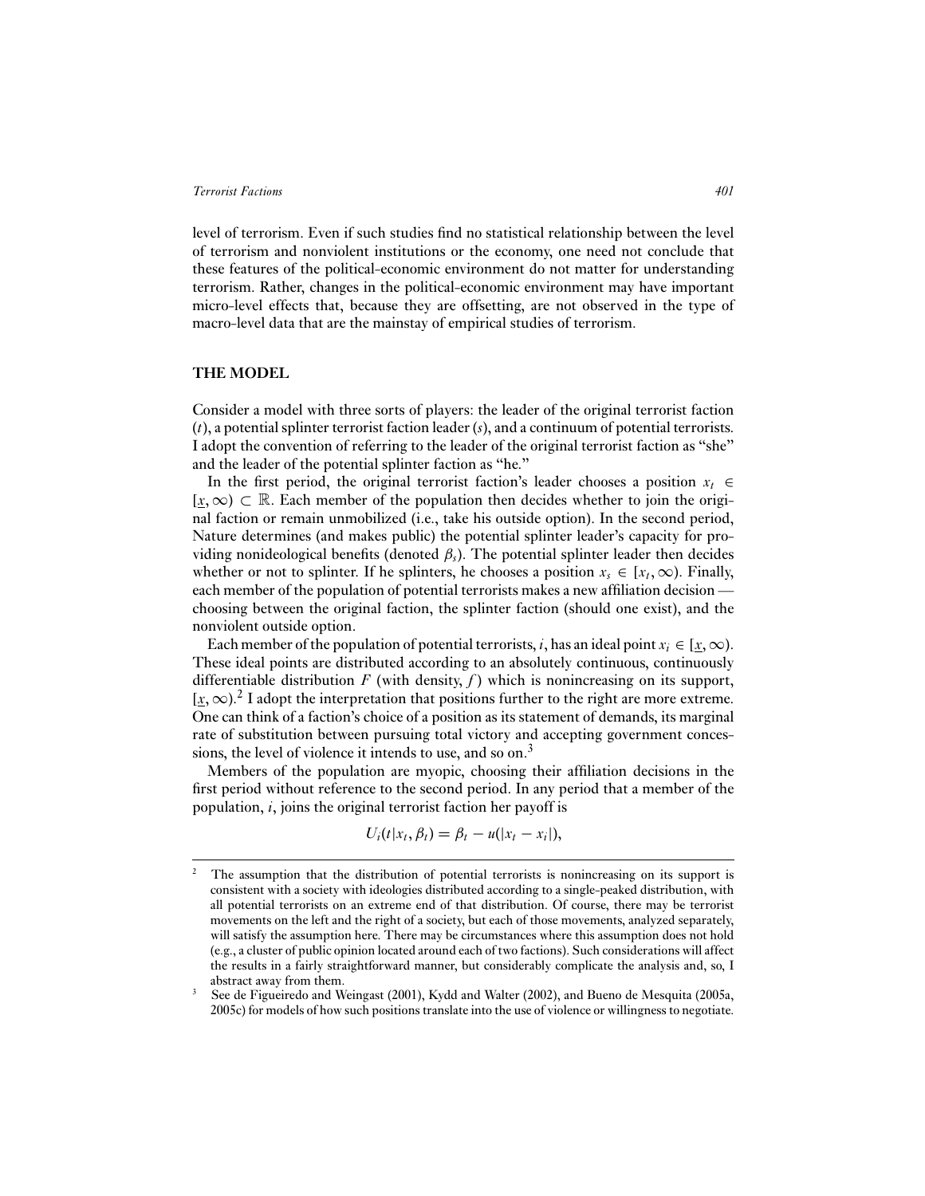level of terrorism. Even if such studies find no statistical relationship between the level of terrorism and nonviolent institutions or the economy, one need not conclude that these features of the political-economic environment do not matter for understanding terrorism. Rather, changes in the political-economic environment may have important micro-level effects that, because they are offsetting, are not observed in the type of macro-level data that are the mainstay of empirical studies of terrorism.

## THE MODEL

Consider a model with three sorts of players: the leader of the original terrorist faction ($t$), a potential splinter terrorist faction leader ($s$), and a continuum of potential terrorists. I adopt the convention of referring to the leader of the original terrorist faction as "she" and the leader of the potential splinter faction as "he."

In the first period, the original terrorist faction's leader chooses a position $x_t \in [\underline{x}, \infty) \subset \mathbb{R}$. Each member of the population then decides whether to join the original faction or remain unmobilized (i.e., take his outside option). In the second period, Nature determines (and makes public) the potential splinter leader's capacity for providing nonideological benefits (denoted $\beta_s$). The potential splinter leader then decides whether or not to splinter. If he splinters, he chooses a position $x_s \in [x_t, \infty)$. Finally, each member of the population of potential terrorists makes a new affiliation decision — choosing between the original faction, the splinter faction (should one exist), and the nonviolent outside option.

Each member of the population of potential terrorists, $i$, has an ideal point $x_i \in [\underline{x}, \infty)$. These ideal points are distributed according to an absolutely continuous, continuously differentiable distribution $F$ (with density, $f$) which is nonincreasing on its support, $[\underline{x}, \infty)$.[2] I adopt the interpretation that positions further to the right are more extreme. One can think of a faction's choice of a position as its statement of demands, its marginal rate of substitution between pursuing total victory and accepting government concessions, the level of violence it intends to use, and so on.[3]

Members of the population are myopic, choosing their affiliation decisions in the first period without reference to the second period. In any period that a member of the population, $i$, joins the original terrorist faction her payoff is

$$U_i(t|x_t, \beta_t) = \beta_t - u(|x_t - x_i|),$$

[2] The assumption that the distribution of potential terrorists is nonincreasing on its support is consistent with a society with ideologies distributed according to a single-peaked distribution, with all potential terrorists on an extreme end of that distribution. Of course, there may be terrorist movements on the left and the right of a society, but each of those movements, analyzed separately, will satisfy the assumption here. There may be circumstances where this assumption does not hold (e.g., a cluster of public opinion located around each of two factions). Such considerations will affect the results in a fairly straightforward manner, but considerably complicate the analysis and, so, I abstract away from them.

[3] See de Figueiredo and Weingast (2001), Kydd and Walter (2002), and Bueno de Mesquita (2005a, 2005c) for models of how such positions translate into the use of violence or willingness to negotiate.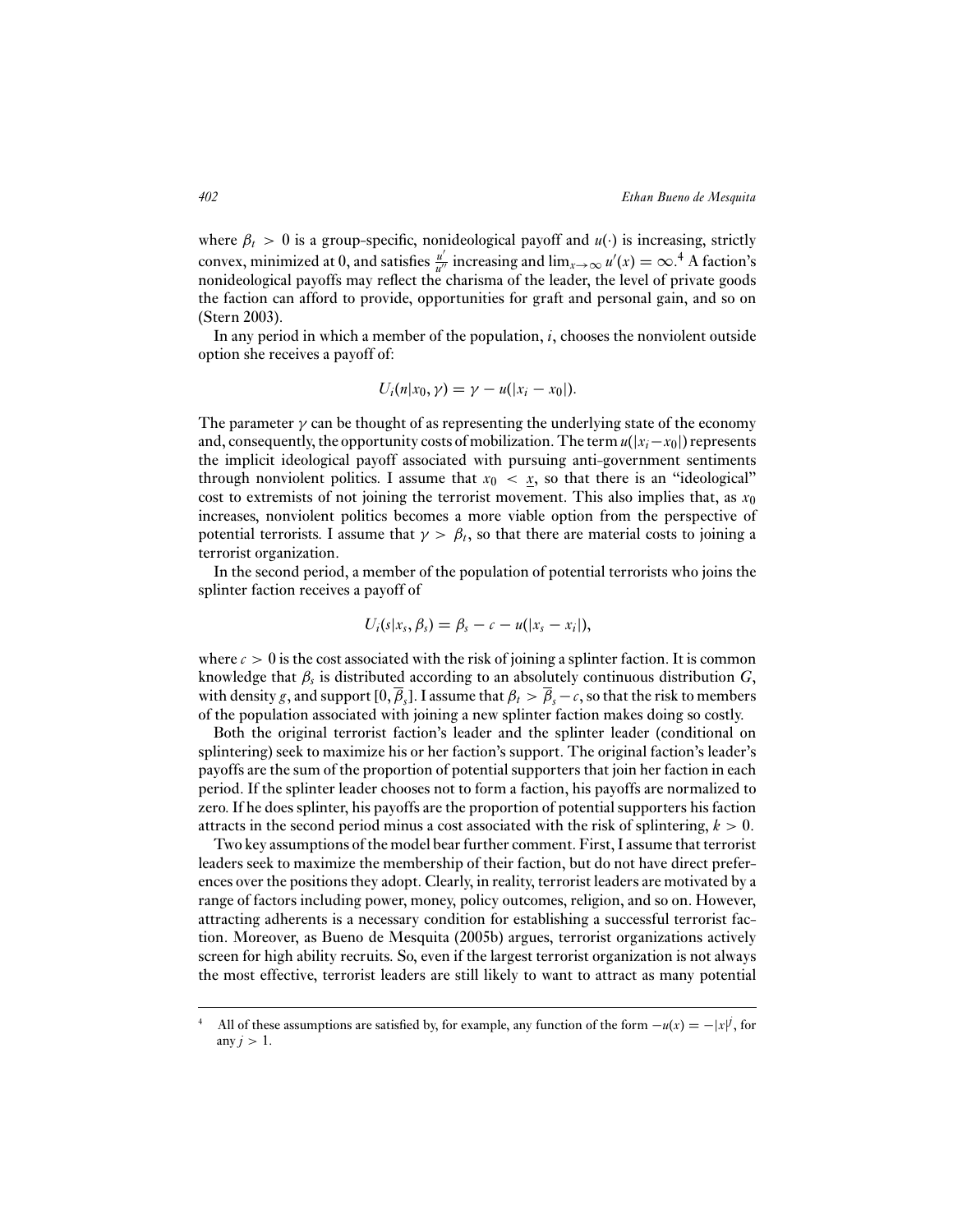where $\beta_t > 0$ is a group-specific, nonideological payoff and $u(\cdot)$ is increasing, strictly convex, minimized at 0, and satisfies $\frac{u'}{u''}$ increasing and $\lim_{x\to\infty} u'(x) = \infty$.[4] A faction's nonideological payoffs may reflect the charisma of the leader, the level of private goods the faction can afford to provide, opportunities for graft and personal gain, and so on (Stern 2003).

In any period in which a member of the population, $i$, chooses the nonviolent outside option she receives a payoff of:

$$U_i(n|x_0, \gamma) = \gamma - u(|x_i - x_0|).$$

The parameter $\gamma$ can be thought of as representing the underlying state of the economy and, consequently, the opportunity costs of mobilization. The term $u(|x_i - x_0|)$ represents the implicit ideological payoff associated with pursuing anti-government sentiments through nonviolent politics. I assume that $x_0 < \underline{x}$, so that there is an "ideological" cost to extremists of not joining the terrorist movement. This also implies that, as $x_0$ increases, nonviolent politics becomes a more viable option from the perspective of potential terrorists. I assume that $\gamma > \beta_t$, so that there are material costs to joining a terrorist organization.

In the second period, a member of the population of potential terrorists who joins the splinter faction receives a payoff of

$$U_i(s|x_s, \beta_s) = \beta_s - c - u(|x_s - x_i|),$$

where $c > 0$ is the cost associated with the risk of joining a splinter faction. It is common knowledge that $\beta_s$ is distributed according to an absolutely continuous distribution $G$, with density $g$, and support $[0, \overline{\beta}_s]$. I assume that $\beta_t > \overline{\beta}_s - c$, so that the risk to members of the population associated with joining a new splinter faction makes doing so costly.

Both the original terrorist faction's leader and the splinter leader (conditional on splintering) seek to maximize his or her faction's support. The original faction's leader's payoffs are the sum of the proportion of potential supporters that join her faction in each period. If the splinter leader chooses not to form a faction, his payoffs are normalized to zero. If he does splinter, his payoffs are the proportion of potential supporters his faction attracts in the second period minus a cost associated with the risk of splintering, $k > 0$.

Two key assumptions of the model bear further comment. First, I assume that terrorist leaders seek to maximize the membership of their faction, but do not have direct preferences over the positions they adopt. Clearly, in reality, terrorist leaders are motivated by a range of factors including power, money, policy outcomes, religion, and so on. However, attracting adherents is a necessary condition for establishing a successful terrorist faction. Moreover, as Bueno de Mesquita (2005b) argues, terrorist organizations actively screen for high ability recruits. So, even if the largest terrorist organization is not always the most effective, terrorist leaders are still likely to want to attract as many potential

---

[4] All of these assumptions are satisfied by, for example, any function of the form $-u(x) = -|x|^j$, for any $j > 1$.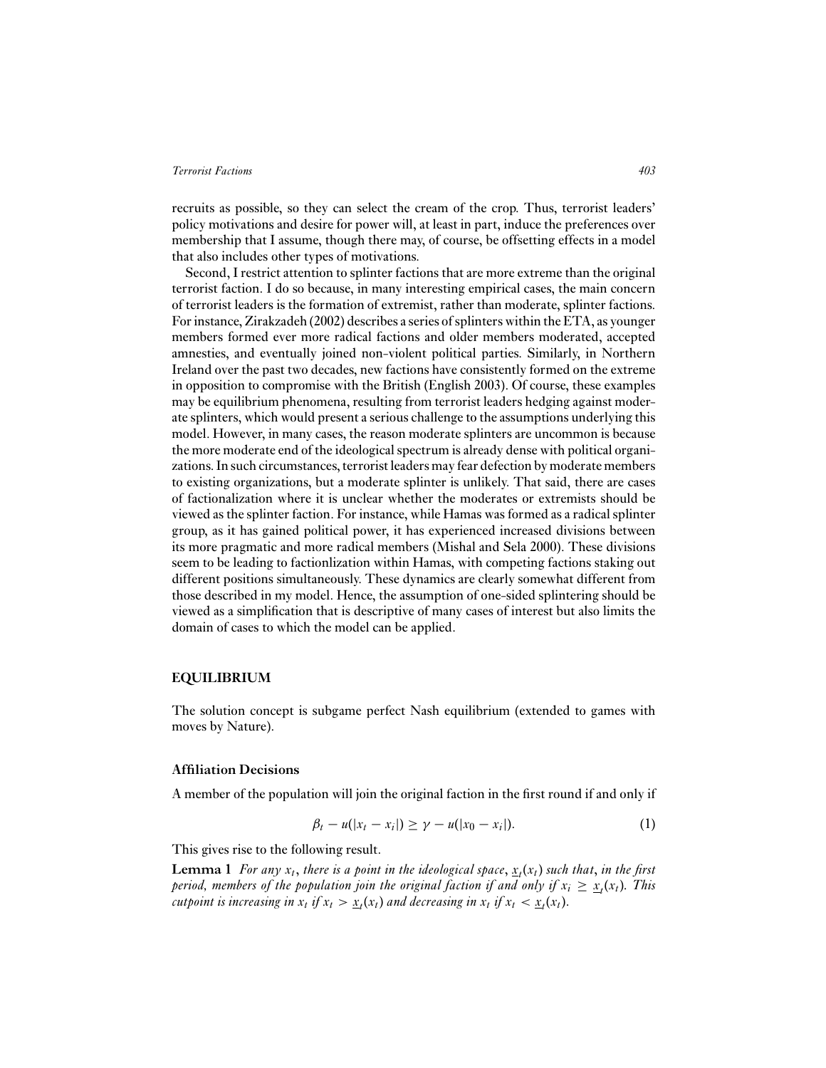recruits as possible, so they can select the cream of the crop. Thus, terrorist leaders' policy motivations and desire for power will, at least in part, induce the preferences over membership that I assume, though there may, of course, be offsetting effects in a model that also includes other types of motivations.

Second, I restrict attention to splinter factions that are more extreme than the original terrorist faction. I do so because, in many interesting empirical cases, the main concern of terrorist leaders is the formation of extremist, rather than moderate, splinter factions. For instance, Zirakzadeh (2002) describes a series of splinters within the ETA, as younger members formed ever more radical factions and older members moderated, accepted amnesties, and eventually joined non-violent political parties. Similarly, in Northern Ireland over the past two decades, new factions have consistently formed on the extreme in opposition to compromise with the British (English 2003). Of course, these examples may be equilibrium phenomena, resulting from terrorist leaders hedging against moderate splinters, which would present a serious challenge to the assumptions underlying this model. However, in many cases, the reason moderate splinters are uncommon is because the more moderate end of the ideological spectrum is already dense with political organizations. In such circumstances, terrorist leaders may fear defection by moderate members to existing organizations, but a moderate splinter is unlikely. That said, there are cases of factionalization where it is unclear whether the moderates or extremists should be viewed as the splinter faction. For instance, while Hamas was formed as a radical splinter group, as it has gained political power, it has experienced increased divisions between its more pragmatic and more radical members (Mishal and Sela 2000). These divisions seem to be leading to factionlization within Hamas, with competing factions staking out different positions simultaneously. These dynamics are clearly somewhat different from those described in my model. Hence, the assumption of one-sided splintering should be viewed as a simplification that is descriptive of many cases of interest but also limits the domain of cases to which the model can be applied.

## EQUILIBRIUM

The solution concept is subgame perfect Nash equilibrium (extended to games with moves by Nature).

### Affiliation Decisions

A member of the population will join the original faction in the first round if and only if

$$\beta_t - u(|x_t - x_i|) \geq \gamma - u(|x_0 - x_i|). \tag{1}$$

This gives rise to the following result.

**Lemma 1** *For any $x_t$, there is a point in the ideological space, $\underline{x}_t(x_t)$ such that, in the first period, members of the population join the original faction if and only if $x_i \geq \underline{x}_t(x_t)$. This cutpoint is increasing in $x_t$ if $x_t > \underline{x}_t(x_t)$ and decreasing in $x_t$ if $x_t < \underline{x}_t(x_t)$.*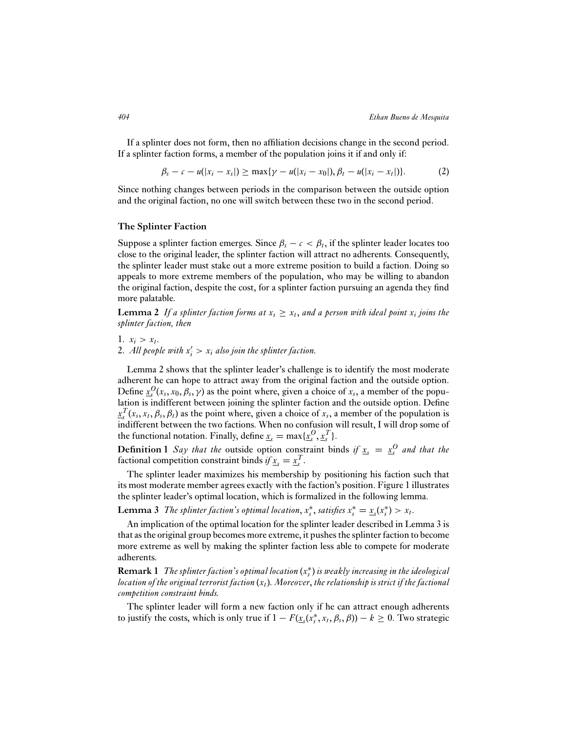If a splinter does not form, then no affiliation decisions change in the second period. If a splinter faction forms, a member of the population joins it if and only if:

$$\beta_s - c - u(|x_i - x_s|) \geq \max\{\gamma - u(|x_i - x_0|), \beta_t - u(|x_i - x_t|)\}. \tag{2}$$

Since nothing changes between periods in the comparison between the outside option and the original faction, no one will switch between these two in the second period.

### The Splinter Faction

Suppose a splinter faction emerges. Since $\beta_s - c < \beta_t$, if the splinter leader locates too close to the original leader, the splinter faction will attract no adherents. Consequently, the splinter leader must stake out a more extreme position to build a faction. Doing so appeals to more extreme members of the population, who may be willing to abandon the original faction, despite the cost, for a splinter faction pursuing an agenda they find more palatable.

**Lemma 2** *If a splinter faction forms at $x_s \geq x_t$, and a person with ideal point $x_i$ joins the splinter faction, then*

1. $x_i > x_t$.
2. *All people with $x_i' > x_i$ also join the splinter faction.*

Lemma 2 shows that the splinter leader's challenge is to identify the most moderate adherent he can hope to attract away from the original faction and the outside option. Define $\underline{x}_s^O(x_s, x_0, \beta_s, \gamma)$ as the point where, given a choice of $x_s$, a member of the population is indifferent between joining the splinter faction and the outside option. Define $\underline{x}_s^T(x_s, x_t, \beta_s, \beta_t)$ as the point where, given a choice of $x_s$, a member of the population is indifferent between the two factions. When no confusion will result, I will drop some of the functional notation. Finally, define $\underline{x}_s = \max\{\underline{x}_s^O, \underline{x}_s^T\}$.

**Definition 1** *Say that the* outside option constraint *binds if $\underline{x}_s = \underline{x}_s^O$ and that the* factional competition constraint *binds if $\underline{x}_s = \underline{x}_s^T$.*

The splinter leader maximizes his membership by positioning his faction such that its most moderate member agrees exactly with the faction's position. Figure 1 illustrates the splinter leader's optimal location, which is formalized in the following lemma.

**Lemma 3** *The splinter faction's optimal location, $x_s^*$, satisfies $x_s^* = \underline{x}_s(x_s^*) > x_t$.*

An implication of the optimal location for the splinter leader described in Lemma 3 is that as the original group becomes more extreme, it pushes the splinter faction to become more extreme as well by making the splinter faction less able to compete for moderate adherents.

**Remark 1** *The splinter faction's optimal location ($x_s^*$) is weakly increasing in the ideological location of the original terrorist faction ($x_t$). Moreover, the relationship is strict if the factional competition constraint binds.*

The splinter leader will form a new faction only if he can attract enough adherents to justify the costs, which is only true if $1 - F(\underline{x}_s(x_s^*, x_t, \beta_s, \beta)) - k \geq 0$. Two strategic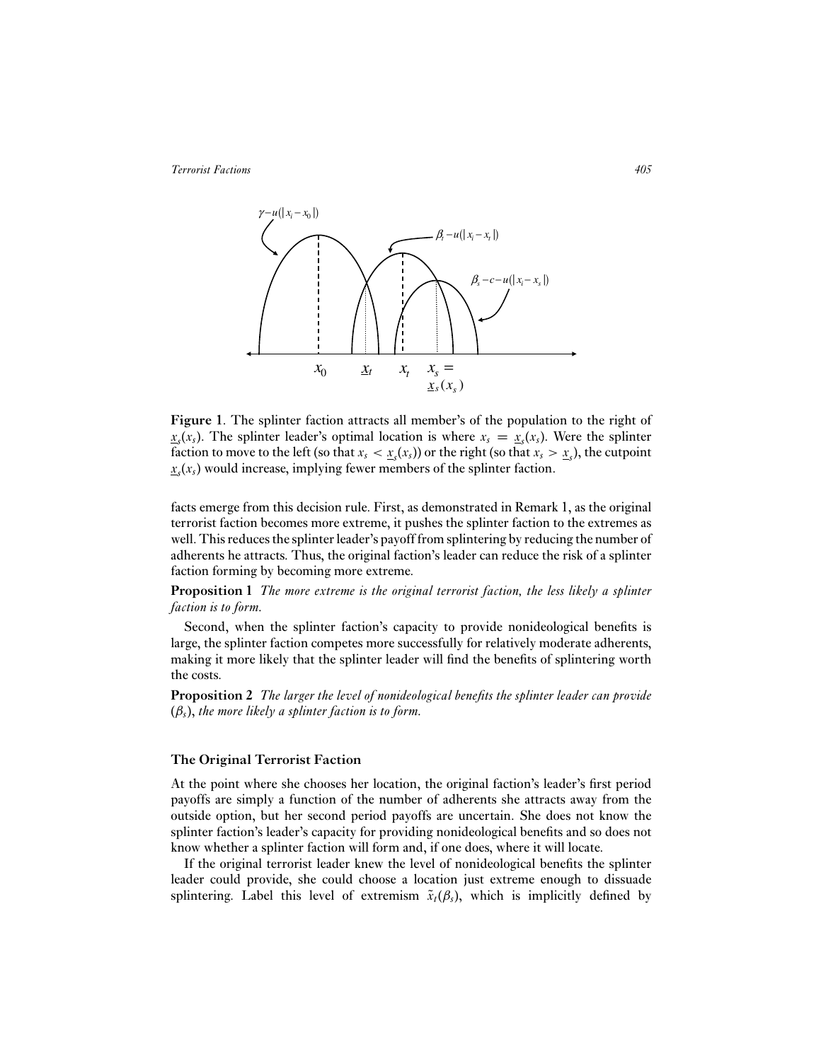**Figure 1**. The splinter faction attracts all member's of the population to the right of $\underline{x}_s(x_s)$. The splinter leader's optimal location is where $x_s = \underline{x}_s(x_s)$. Were the splinter faction to move to the left (so that $x_s < \underline{x}_s(x_s)$) or the right (so that $x_s > \underline{x}_s$), the cutpoint $\underline{x}_s(x_s)$ would increase, implying fewer members of the splinter faction.

facts emerge from this decision rule. First, as demonstrated in Remark 1, as the original terrorist faction becomes more extreme, it pushes the splinter faction to the extremes as well. This reduces the splinter leader's payoff from splintering by reducing the number of adherents he attracts. Thus, the original faction's leader can reduce the risk of a splinter faction forming by becoming more extreme.

**Proposition 1** *The more extreme is the original terrorist faction, the less likely a splinter faction is to form.*

Second, when the splinter faction's capacity to provide nonideological benefits is large, the splinter faction competes more successfully for relatively moderate adherents, making it more likely that the splinter leader will find the benefits of splintering worth the costs.

**Proposition 2** *The larger the level of nonideological benefits the splinter leader can provide ($\beta_s$), the more likely a splinter faction is to form.*

### The Original Terrorist Faction

At the point where she chooses her location, the original faction's leader's first period payoffs are simply a function of the number of adherents she attracts away from the outside option, but her second period payoffs are uncertain. She does not know the splinter faction's leader's capacity for providing nonideological benefits and so does not know whether a splinter faction will form and, if one does, where it will locate.

If the original terrorist leader knew the level of nonideological benefits the splinter leader could provide, she could choose a location just extreme enough to dissuade splintering. Label this level of extremism $\tilde{x}_t(\beta_s)$, which is implicitly defined by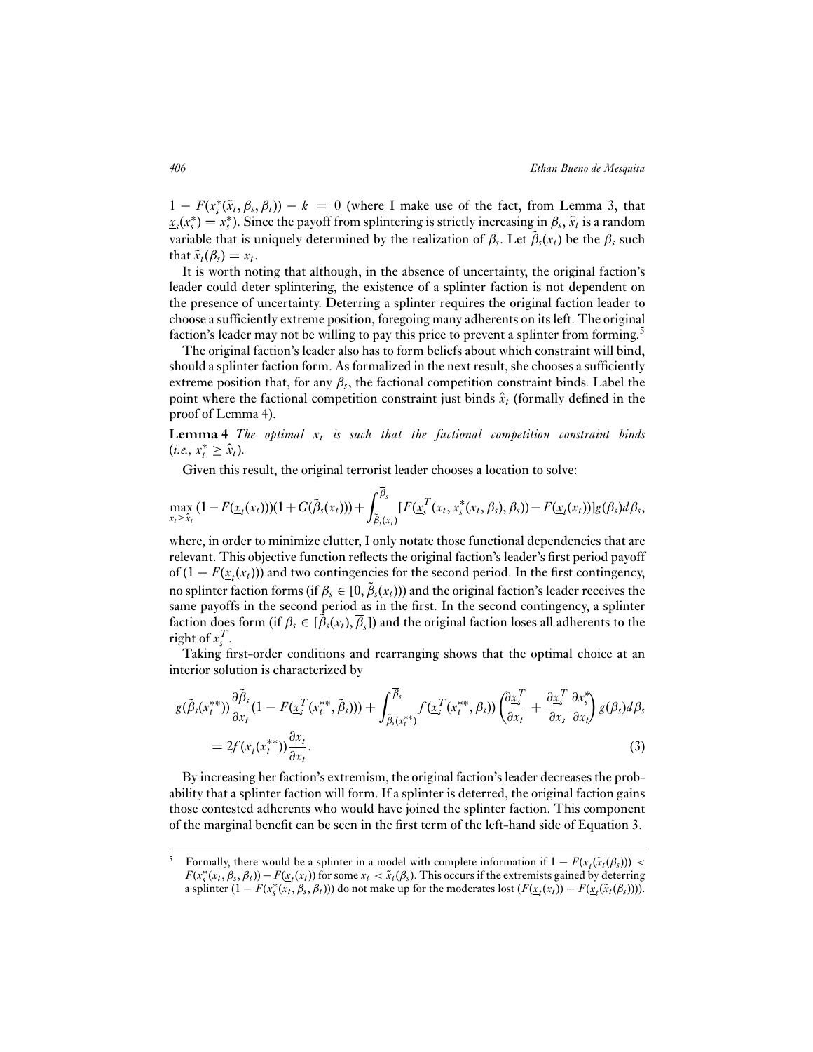$1 - F(x_s^*(\tilde{x}_t, \beta_s, \beta_t)) - k = 0$ (where I make use of the fact, from Lemma 3, that $\underline{x}_s(x_s^*) = x_s^*$). Since the payoff from splintering is strictly increasing in $\beta_s$, $\tilde{x}_t$ is a random variable that is uniquely determined by the realization of $\beta_s$. Let $\tilde{\beta}_s(x_t)$ be the $\beta_s$ such that $\tilde{x}_t(\beta_s) = x_t$.

It is worth noting that although, in the absence of uncertainty, the original faction's leader could deter splintering, the existence of a splinter faction is not dependent on the presence of uncertainty. Deterring a splinter requires the original faction leader to choose a sufficiently extreme position, foregoing many adherents on its left. The original faction's leader may not be willing to pay this price to prevent a splinter from forming.[5]

The original faction's leader also has to form beliefs about which constraint will bind, should a splinter faction form. As formalized in the next result, she chooses a sufficiently extreme position that, for any $\beta_s$, the factional competition constraint binds. Label the point where the factional competition constraint just binds $\hat{x}_t$ (formally defined in the proof of Lemma 4).

**Lemma 4** *The optimal $x_t$ is such that the factional competition constraint binds (i.e., $x_t^* \geq \hat{x}_t$).*

Given this result, the original terrorist leader chooses a location to solve:

$$\max_{x_t \geq \hat{x}_t} (1 - F(\underline{x}_t(x_t)))(1 + G(\tilde{\beta}_s(x_t))) + \int_{\tilde{\beta}_s(x_t)}^{\overline{\beta}_s} [F(\underline{x}_s^T(x_t, x_s^*(x_t, \beta_s), \beta_s)) - F(\underline{x}_t(x_t))] g(\beta_s) d\beta_s,$$

where, in order to minimize clutter, I only notate those functional dependencies that are relevant. This objective function reflects the original faction's leader's first period payoff of $(1 - F(\underline{x}_t(x_t)))$ and two contingencies for the second period. In the first contingency, no splinter faction forms (if $\beta_s \in [0, \tilde{\beta}_s(x_t))$) and the original faction's leader receives the same payoffs in the second period as in the first. In the second contingency, a splinter faction does form (if $\beta_s \in [\tilde{\beta}_s(x_t), \overline{\beta}_s]$) and the original faction loses all adherents to the right of $\underline{x}_s^T$.

Taking first-order conditions and rearranging shows that the optimal choice at an interior solution is characterized by

$$g(\tilde{\beta}_s(x_t^{**}))\frac{\partial \tilde{\beta}_s}{\partial x_t}(1 - F(\underline{x}_s^T(x_t^{**}, \tilde{\beta}_s))) + \int_{\tilde{\beta}_s(x_t^{**})}^{\overline{\beta}_s} f(\underline{x}_s^T(x_t^{**}, \beta_s)) \left(\frac{\partial \underline{x}_s^T}{\partial x_t} + \frac{\partial \underline{x}_s^T}{\partial x_s}\frac{\partial x_s^*}{\partial x_t}\right) g(\beta_s) d\beta_s$$
$$= 2f(\underline{x}_t(x_t^{**}))\frac{\partial \underline{x}_t}{\partial x_t}. \qquad (3)$$

By increasing her faction's extremism, the original faction's leader decreases the probability that a splinter faction will form. If a splinter is deterred, the original faction gains those contested adherents who would have joined the splinter faction. This component of the marginal benefit can be seen in the first term of the left-hand side of Equation 3.

---

[5] Formally, there would be a splinter in a model with complete information if $1 - F(\underline{x}_t(\tilde{x}_t(\beta_s))) < F(x_s^*(x_t, \beta_s, \beta_t)) - F(\underline{x}_t(x_t))$ for some $x_t < \tilde{x}_t(\beta_s)$. This occurs if the extremists gained by deterring a splinter $(1 - F(x_s^*(x_t, \beta_s, \beta_t)))$ do not make up for the moderates lost $(F(\underline{x}_t(x_t)) - F(\underline{x}_t(\tilde{x}_t(\beta_s))))$.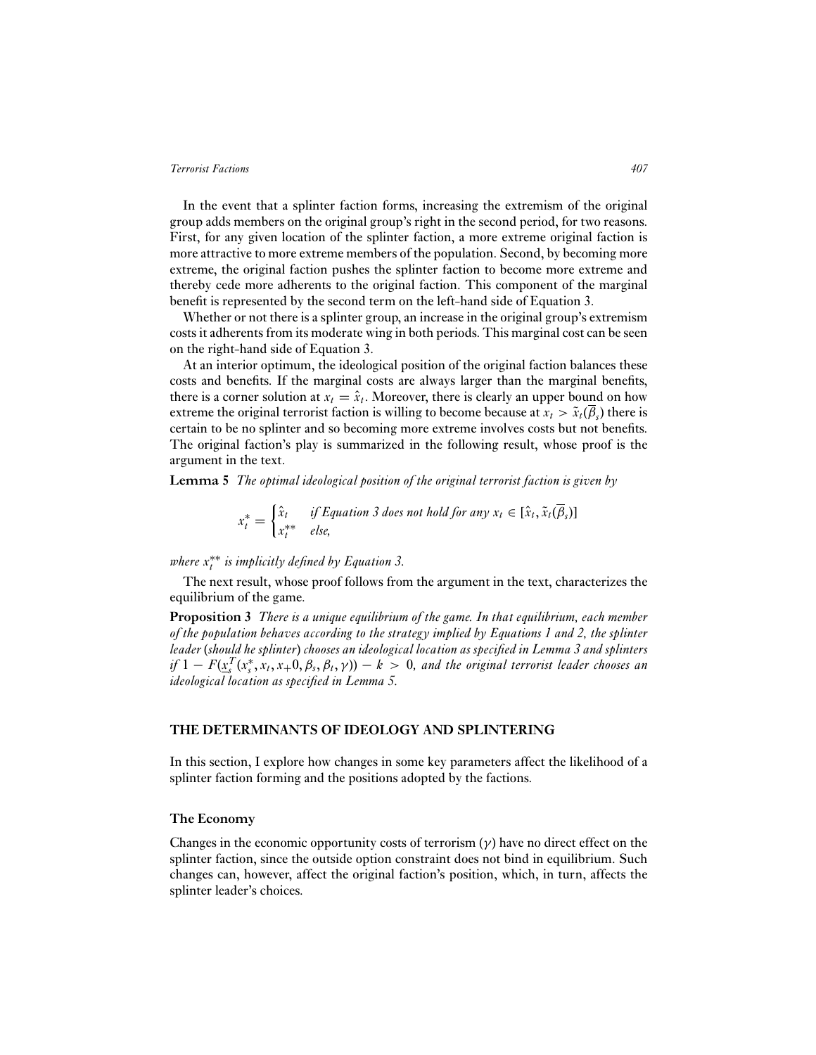In the event that a splinter faction forms, increasing the extremism of the original group adds members on the original group's right in the second period, for two reasons. First, for any given location of the splinter faction, a more extreme original faction is more attractive to more extreme members of the population. Second, by becoming more extreme, the original faction pushes the splinter faction to become more extreme and thereby cede more adherents to the original faction. This component of the marginal benefit is represented by the second term on the left-hand side of Equation 3.

Whether or not there is a splinter group, an increase in the original group's extremism costs it adherents from its moderate wing in both periods. This marginal cost can be seen on the right-hand side of Equation 3.

At an interior optimum, the ideological position of the original faction balances these costs and benefits. If the marginal costs are always larger than the marginal benefits, there is a corner solution at $x_t = \hat{x}_t$. Moreover, there is clearly an upper bound on how extreme the original terrorist faction is willing to become because at $x_t > \tilde{x}_t(\overline{\beta}_s)$ there is certain to be no splinter and so becoming more extreme involves costs but not benefits. The original faction's play is summarized in the following result, whose proof is the argument in the text.

**Lemma 5** *The optimal ideological position of the original terrorist faction is given by*

$$x_t^* = \begin{cases} \hat{x}_t & \text{if Equation 3 does not hold for any } x_t \in [\hat{x}_t, \tilde{x}_t(\overline{\beta}_s)] \\ x_t^{**} & \text{else,} \end{cases}$$

*where $x_t^{**}$ is implicitly defined by Equation 3.*

The next result, whose proof follows from the argument in the text, characterizes the equilibrium of the game.

**Proposition 3** *There is a unique equilibrium of the game. In that equilibrium, each member of the population behaves according to the strategy implied by Equations 1 and 2, the splinter leader (should he splinter) chooses an ideological location as specified in Lemma 3 and splinters if $1 - F(\underline{x}_s^T(x_s^*, x_t, x_+0, \beta_s, \beta_t, \gamma)) - k > 0$, and the original terrorist leader chooses an ideological location as specified in Lemma 5.*

## THE DETERMINANTS OF IDEOLOGY AND SPLINTERING

In this section, I explore how changes in some key parameters affect the likelihood of a splinter faction forming and the positions adopted by the factions.

### The Economy

Changes in the economic opportunity costs of terrorism ($\gamma$) have no direct effect on the splinter faction, since the outside option constraint does not bind in equilibrium. Such changes can, however, affect the original faction's position, which, in turn, affects the splinter leader's choices.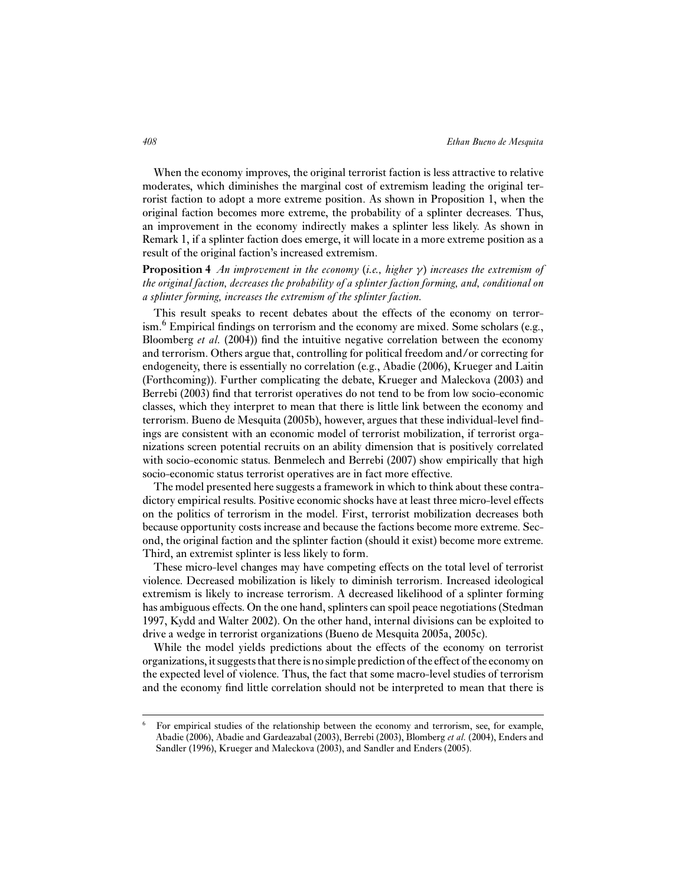When the economy improves, the original terrorist faction is less attractive to relative moderates, which diminishes the marginal cost of extremism leading the original terrorist faction to adopt a more extreme position. As shown in Proposition 1, when the original faction becomes more extreme, the probability of a splinter decreases. Thus, an improvement in the economy indirectly makes a splinter less likely. As shown in Remark 1, if a splinter faction does emerge, it will locate in a more extreme position as a result of the original faction's increased extremism.

**Proposition 4** *An improvement in the economy (i.e., higher $\gamma$) increases the extremism of the original faction, decreases the probability of a splinter faction forming, and, conditional on a splinter forming, increases the extremism of the splinter faction.*

This result speaks to recent debates about the effects of the economy on terrorism.[6] Empirical findings on terrorism and the economy are mixed. Some scholars (e.g., Bloomberg *et al.* (2004)) find the intuitive negative correlation between the economy and terrorism. Others argue that, controlling for political freedom and/or correcting for endogeneity, there is essentially no correlation (e.g., Abadie (2006), Krueger and Laitin (Forthcoming)). Further complicating the debate, Krueger and Maleckova (2003) and Berrebi (2003) find that terrorist operatives do not tend to be from low socio-economic classes, which they interpret to mean that there is little link between the economy and terrorism. Bueno de Mesquita (2005b), however, argues that these individual-level findings are consistent with an economic model of terrorist mobilization, if terrorist organizations screen potential recruits on an ability dimension that is positively correlated with socio-economic status. Benmelech and Berrebi (2007) show empirically that high socio-economic status terrorist operatives are in fact more effective.

The model presented here suggests a framework in which to think about these contradictory empirical results. Positive economic shocks have at least three micro-level effects on the politics of terrorism in the model. First, terrorist mobilization decreases both because opportunity costs increase and because the factions become more extreme. Second, the original faction and the splinter faction (should it exist) become more extreme. Third, an extremist splinter is less likely to form.

These micro-level changes may have competing effects on the total level of terrorist violence. Decreased mobilization is likely to diminish terrorism. Increased ideological extremism is likely to increase terrorism. A decreased likelihood of a splinter forming has ambiguous effects. On the one hand, splinters can spoil peace negotiations (Stedman 1997, Kydd and Walter 2002). On the other hand, internal divisions can be exploited to drive a wedge in terrorist organizations (Bueno de Mesquita 2005a, 2005c).

While the model yields predictions about the effects of the economy on terrorist organizations, it suggests that there is no simple prediction of the effect of the economy on the expected level of violence. Thus, the fact that some macro-level studies of terrorism and the economy find little correlation should not be interpreted to mean that there is

---

[6] For empirical studies of the relationship between the economy and terrorism, see, for example, Abadie (2006), Abadie and Gardeazabal (2003), Berrebi (2003), Blomberg *et al.* (2004), Enders and Sandler (1996), Krueger and Maleckova (2003), and Sandler and Enders (2005).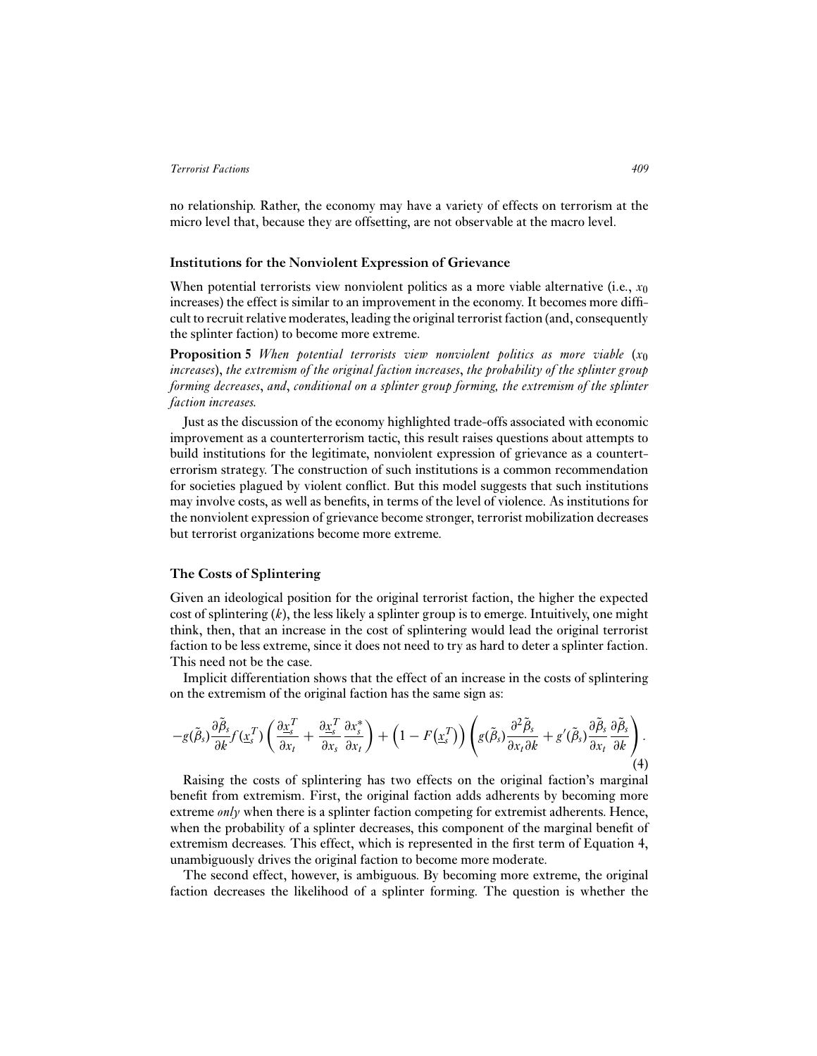no relationship. Rather, the economy may have a variety of effects on terrorism at the micro level that, because they are offsetting, are not observable at the macro level.

### Institutions for the Nonviolent Expression of Grievance

When potential terrorists view nonviolent politics as a more viable alternative (i.e., $x_0$ increases) the effect is similar to an improvement in the economy. It becomes more difficult to recruit relative moderates, leading the original terrorist faction (and, consequently the splinter faction) to become more extreme.

**Proposition 5** *When potential terrorists view nonviolent politics as more viable* ($x_0$ *increases*), *the extremism of the original faction increases*, *the probability of the splinter group forming decreases*, *and*, *conditional on a splinter group forming, the extremism of the splinter faction increases.*

Just as the discussion of the economy highlighted trade-offs associated with economic improvement as a counterterrorism tactic, this result raises questions about attempts to build institutions for the legitimate, nonviolent expression of grievance as a counterterrorism strategy. The construction of such institutions is a common recommendation for societies plagued by violent conflict. But this model suggests that such institutions may involve costs, as well as benefits, in terms of the level of violence. As institutions for the nonviolent expression of grievance become stronger, terrorist mobilization decreases but terrorist organizations become more extreme.

### The Costs of Splintering

Given an ideological position for the original terrorist faction, the higher the expected cost of splintering ($k$), the less likely a splinter group is to emerge. Intuitively, one might think, then, that an increase in the cost of splintering would lead the original terrorist faction to be less extreme, since it does not need to try as hard to deter a splinter faction. This need not be the case.

Implicit differentiation shows that the effect of an increase in the costs of splintering on the extremism of the original faction has the same sign as:

$$-g(\tilde{\beta}_s)\frac{\partial \tilde{\beta}_s}{\partial k}f(\underline{x}_s^T)\left(\frac{\partial \underline{x}_s^T}{\partial x_t}+\frac{\partial \underline{x}_s^T}{\partial x_s}\frac{\partial x_s^*}{\partial x_t}\right)+\left(1-F\left(\underline{x}_s^T\right)\right)\left(g(\tilde{\beta}_s)\frac{\partial^2 \tilde{\beta}_s}{\partial x_t \partial k}+g'(\tilde{\beta}_s)\frac{\partial \tilde{\beta}_s}{\partial x_t}\frac{\partial \tilde{\beta}_s}{\partial k}\right). \tag{4}$$

Raising the costs of splintering has two effects on the original faction's marginal benefit from extremism. First, the original faction adds adherents by becoming more extreme *only* when there is a splinter faction competing for extremist adherents. Hence, when the probability of a splinter decreases, this component of the marginal benefit of extremism decreases. This effect, which is represented in the first term of Equation 4, unambiguously drives the original faction to become more moderate.

The second effect, however, is ambiguous. By becoming more extreme, the original faction decreases the likelihood of a splinter forming. The question is whether the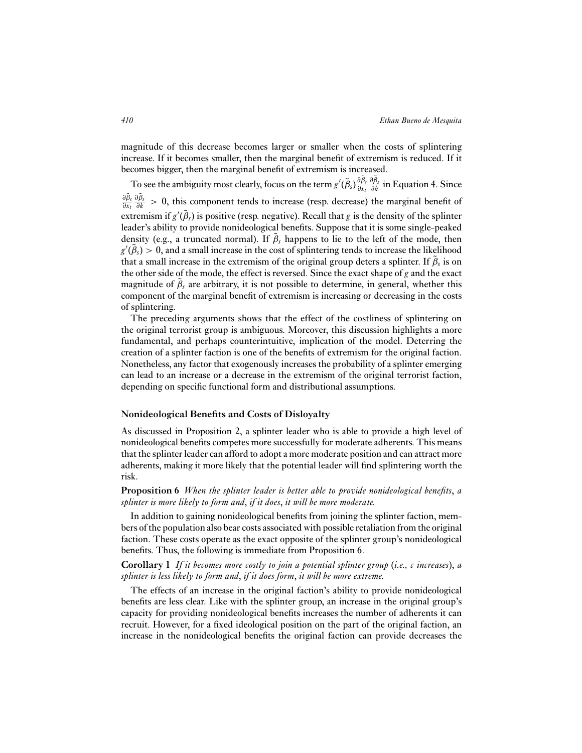magnitude of this decrease becomes larger or smaller when the costs of splintering increase. If it becomes smaller, then the marginal benefit of extremism is reduced. If it becomes bigger, then the marginal benefit of extremism is increased.

To see the ambiguity most clearly, focus on the term $g'(\tilde{\beta}_s)\frac{\partial \tilde{\beta}_s}{\partial x_I}\frac{\partial \tilde{\beta}_s}{\partial k}$ in Equation 4. Since $\frac{\partial \tilde{\beta}_s}{\partial x_I}\frac{\partial \tilde{\beta}_s}{\partial k} > 0$, this component tends to increase (resp. decrease) the marginal benefit of extremism if $g'(\tilde{\beta}_s)$ is positive (resp. negative). Recall that $g$ is the density of the splinter leader's ability to provide nonideological benefits. Suppose that it is some single-peaked density (e.g., a truncated normal). If $\tilde{\beta}_s$ happens to lie to the left of the mode, then $g'(\tilde{\beta}_s) > 0$, and a small increase in the cost of splintering tends to increase the likelihood that a small increase in the extremism of the original group deters a splinter. If $\tilde{\beta}_s$ is on the other side of the mode, the effect is reversed. Since the exact shape of $g$ and the exact magnitude of $\tilde{\beta}_s$ are arbitrary, it is not possible to determine, in general, whether this component of the marginal benefit of extremism is increasing or decreasing in the costs of splintering.

The preceding arguments shows that the effect of the costliness of splintering on the original terrorist group is ambiguous. Moreover, this discussion highlights a more fundamental, and perhaps counterintuitive, implication of the model. Deterring the creation of a splinter faction is one of the benefits of extremism for the original faction. Nonetheless, any factor that exogenously increases the probability of a splinter emerging can lead to an increase or a decrease in the extremism of the original terrorist faction, depending on specific functional form and distributional assumptions.

## Nonideological Benefits and Costs of Disloyalty

As discussed in Proposition 2, a splinter leader who is able to provide a high level of nonideological benefits competes more successfully for moderate adherents. This means that the splinter leader can afford to adopt a more moderate position and can attract more adherents, making it more likely that the potential leader will find splintering worth the risk.

**Proposition 6** *When the splinter leader is better able to provide nonideological benefits, a splinter is more likely to form and, if it does, it will be more moderate.*

In addition to gaining nonideological benefits from joining the splinter faction, members of the population also bear costs associated with possible retaliation from the original faction. These costs operate as the exact opposite of the splinter group's nonideological benefits. Thus, the following is immediate from Proposition 6.

**Corollary 1** *If it becomes more costly to join a potential splinter group (i.e., $c$ increases), a splinter is less likely to form and, if it does form, it will be more extreme.*

The effects of an increase in the original faction's ability to provide nonideological benefits are less clear. Like with the splinter group, an increase in the original group's capacity for providing nonideological benefits increases the number of adherents it can recruit. However, for a fixed ideological position on the part of the original faction, an increase in the nonideological benefits the original faction can provide decreases the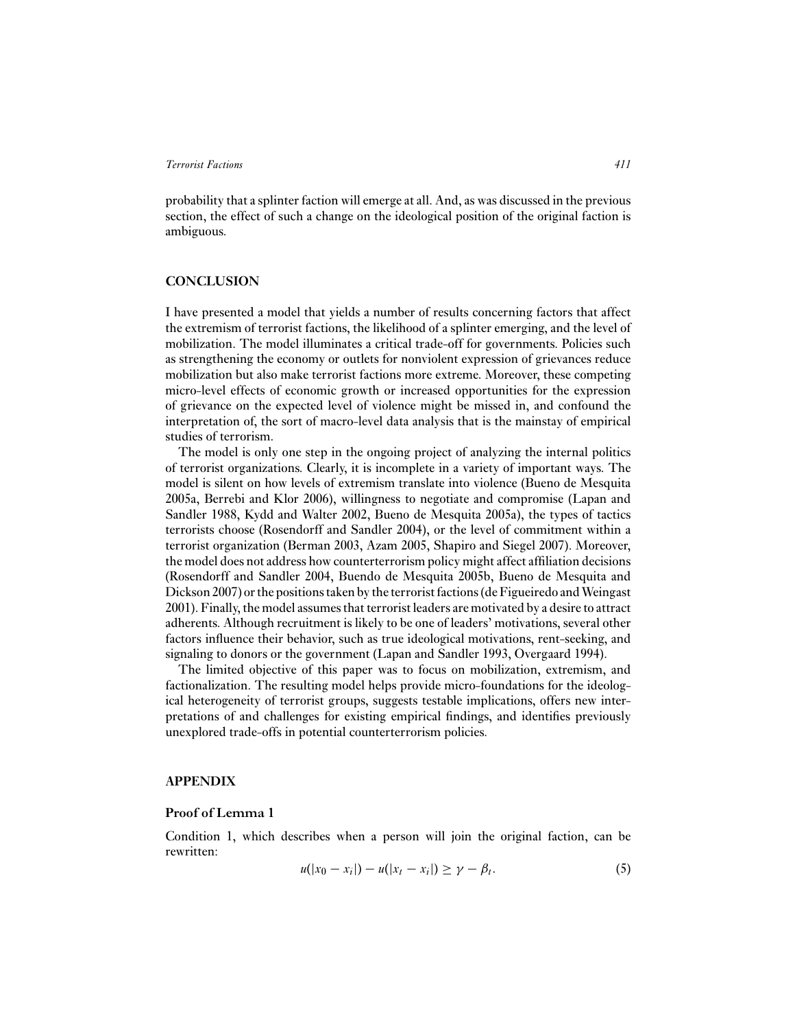probability that a splinter faction will emerge at all. And, as was discussed in the previous section, the effect of such a change on the ideological position of the original faction is ambiguous.

## CONCLUSION

I have presented a model that yields a number of results concerning factors that affect the extremism of terrorist factions, the likelihood of a splinter emerging, and the level of mobilization. The model illuminates a critical trade-off for governments. Policies such as strengthening the economy or outlets for nonviolent expression of grievances reduce mobilization but also make terrorist factions more extreme. Moreover, these competing micro-level effects of economic growth or increased opportunities for the expression of grievance on the expected level of violence might be missed in, and confound the interpretation of, the sort of macro-level data analysis that is the mainstay of empirical studies of terrorism.

The model is only one step in the ongoing project of analyzing the internal politics of terrorist organizations. Clearly, it is incomplete in a variety of important ways. The model is silent on how levels of extremism translate into violence (Bueno de Mesquita 2005a, Berrebi and Klor 2006), willingness to negotiate and compromise (Lapan and Sandler 1988, Kydd and Walter 2002, Bueno de Mesquita 2005a), the types of tactics terrorists choose (Rosendorff and Sandler 2004), or the level of commitment within a terrorist organization (Berman 2003, Azam 2005, Shapiro and Siegel 2007). Moreover, the model does not address how counterterrorism policy might affect affiliation decisions (Rosendorff and Sandler 2004, Buendo de Mesquita 2005b, Bueno de Mesquita and Dickson 2007) or the positions taken by the terrorist factions (de Figueiredo and Weingast 2001). Finally, the model assumes that terrorist leaders are motivated by a desire to attract adherents. Although recruitment is likely to be one of leaders' motivations, several other factors influence their behavior, such as true ideological motivations, rent-seeking, and signaling to donors or the government (Lapan and Sandler 1993, Overgaard 1994).

The limited objective of this paper was to focus on mobilization, extremism, and factionalization. The resulting model helps provide micro-foundations for the ideological heterogeneity of terrorist groups, suggests testable implications, offers new interpretations of and challenges for existing empirical findings, and identifies previously unexplored trade-offs in potential counterterrorism policies.

## APPENDIX

### Proof of Lemma 1

Condition 1, which describes when a person will join the original faction, can be rewritten:

$$u(|x_0 - x_i|) - u(|x_t - x_i|) \geq \gamma - \beta_t. \tag{5}$$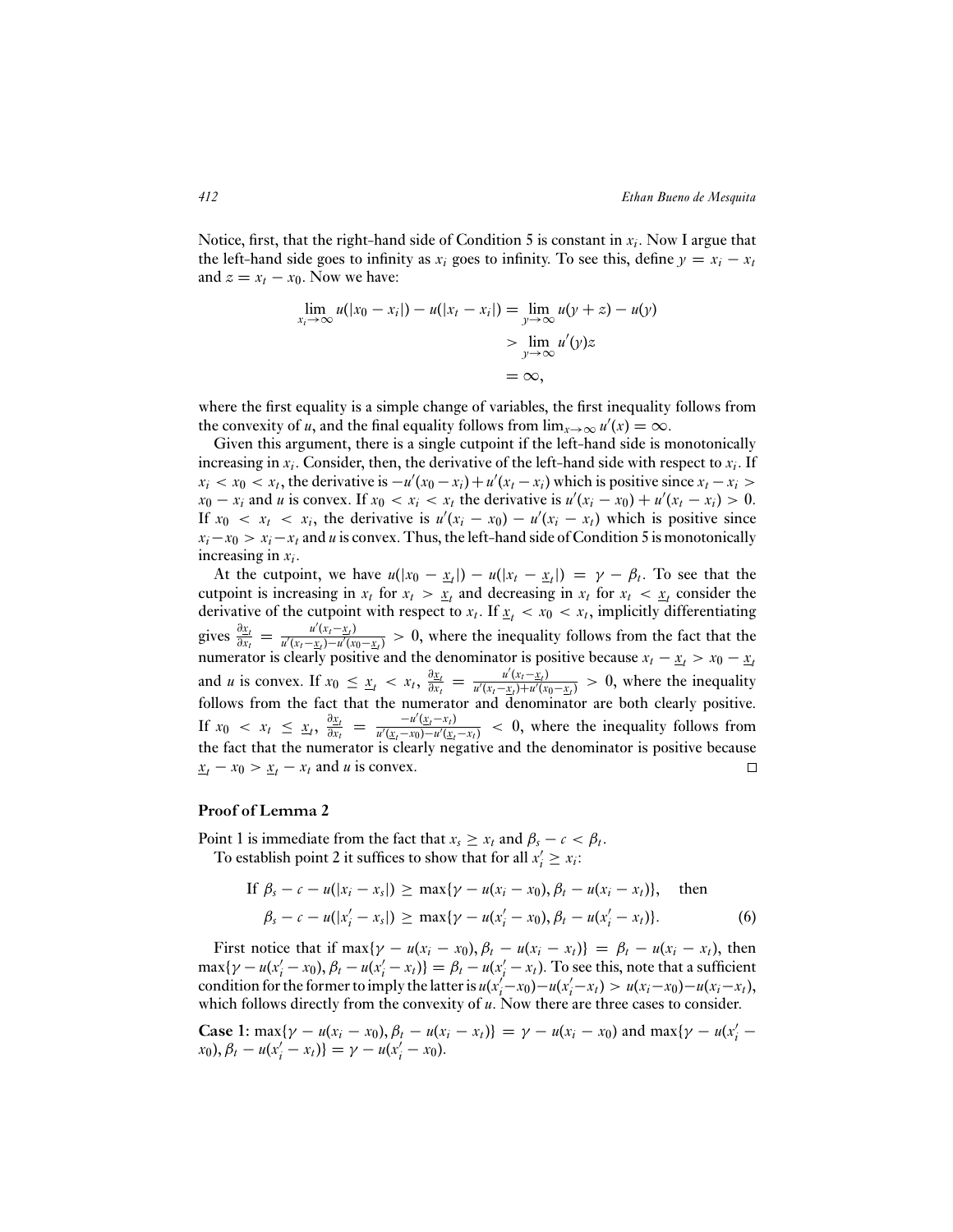Notice, first, that the right-hand side of Condition 5 is constant in $x_i$. Now I argue that the left-hand side goes to infinity as $x_i$ goes to infinity. To see this, define $y = x_i - x_t$ and $z = x_t - x_0$. Now we have:

$$\begin{aligned}
\lim_{x_i \to \infty} u(|x_0 - x_i|) - u(|x_t - x_i|) &= \lim_{y \to \infty} u(y + z) - u(y) \\
&> \lim_{y \to \infty} u'(y)z \\
&= \infty,
\end{aligned}$$

where the first equality is a simple change of variables, the first inequality follows from the convexity of $u$, and the final equality follows from $\lim_{x \to \infty} u'(x) = \infty$.

Given this argument, there is a single cutpoint if the left-hand side is monotonically increasing in $x_i$. Consider, then, the derivative of the left-hand side with respect to $x_i$. If $x_i < x_0 < x_t$, the derivative is $-u'(x_0 - x_i) + u'(x_t - x_i)$ which is positive since $x_t - x_i > x_0 - x_i$ and $u$ is convex. If $x_0 < x_i < x_t$ the derivative is $u'(x_i - x_0) + u'(x_t - x_i) > 0$. If $x_0 < x_t < x_i$, the derivative is $u'(x_i - x_0) - u'(x_i - x_t)$ which is positive since $x_i - x_0 > x_i - x_t$ and $u$ is convex. Thus, the left-hand side of Condition 5 is monotonically increasing in $x_i$.

At the cutpoint, we have $u(|x_0 - \underline{x}_t|) - u(|x_t - \underline{x}_t|) = \gamma - \beta_t$. To see that the cutpoint is increasing in $x_t$ for $x_t > \underline{x}_t$ and decreasing in $x_t$ for $x_t < \underline{x}_t$ consider the derivative of the cutpoint with respect to $x_t$. If $\underline{x}_t < x_0 < x_t$, implicitly differentiating gives $\frac{\partial \underline{x}_t}{\partial x_t} = \frac{u'(x_t - \underline{x}_t)}{u'(x_t - \underline{x}_t) - u'(x_0 - \underline{x}_t)} > 0$, where the inequality follows from the fact that the numerator is clearly positive and the denominator is positive because $x_t - \underline{x}_t > x_0 - \underline{x}_t$ and $u$ is convex. If $x_0 \le \underline{x}_t < x_t$, $\frac{\partial \underline{x}_t}{\partial x_t} = \frac{u'(x_t - \underline{x}_t)}{u'(x_t - \underline{x}_t) + u'(x_0 - \underline{x}_t)} > 0$, where the inequality follows from the fact that the numerator and denominator are both clearly positive. If $x_0 < x_t \le \underline{x}_t$, $\frac{\partial \underline{x}_t}{\partial x_t} = \frac{-u'(\underline{x}_t - x_t)}{u'(\underline{x}_t - x_0) - u'(\underline{x}_t - x_t)} < 0$, where the inequality follows from the fact that the numerator is clearly negative and the denominator is positive because $\underline{x}_t - x_0 > \underline{x}_t - x_t$ and $u$ is convex. □

### Proof of Lemma 2

Point 1 is immediate from the fact that $x_s \ge x_t$ and $\beta_s - c < \beta_t$.

To establish point 2 it suffices to show that for all $x_i' \ge x_i$:

$$\begin{aligned}
&\text{If } \beta_s - c - u(|x_i - x_s|) \ge \max\{\gamma - u(x_i - x_0), \beta_t - u(x_i - x_t)\}, \quad \text{then} \\
&\qquad \beta_s - c - u(|x_i' - x_s|) \ge \max\{\gamma - u(x_i' - x_0), \beta_t - u(x_i' - x_t)\}. \qquad (6)
\end{aligned}$$

First notice that if $\max\{\gamma - u(x_i - x_0), \beta_t - u(x_i - x_t)\} = \beta_t - u(x_i - x_t)$, then $\max\{\gamma - u(x_i' - x_0), \beta_t - u(x_i' - x_t)\} = \beta_t - u(x_i' - x_t)$. To see this, note that a sufficient condition for the former to imply the latter is $u(x_i' - x_0) - u(x_i' - x_t) > u(x_i - x_0) - u(x_i - x_t)$, which follows directly from the convexity of $u$. Now there are three cases to consider.

**Case 1:** $\max\{\gamma - u(x_i - x_0), \beta_t - u(x_i - x_t)\} = \gamma - u(x_i - x_0)$ and $\max\{\gamma - u(x_i' - x_0), \beta_t - u(x_i' - x_t)\} = \gamma - u(x_i' - x_0)$.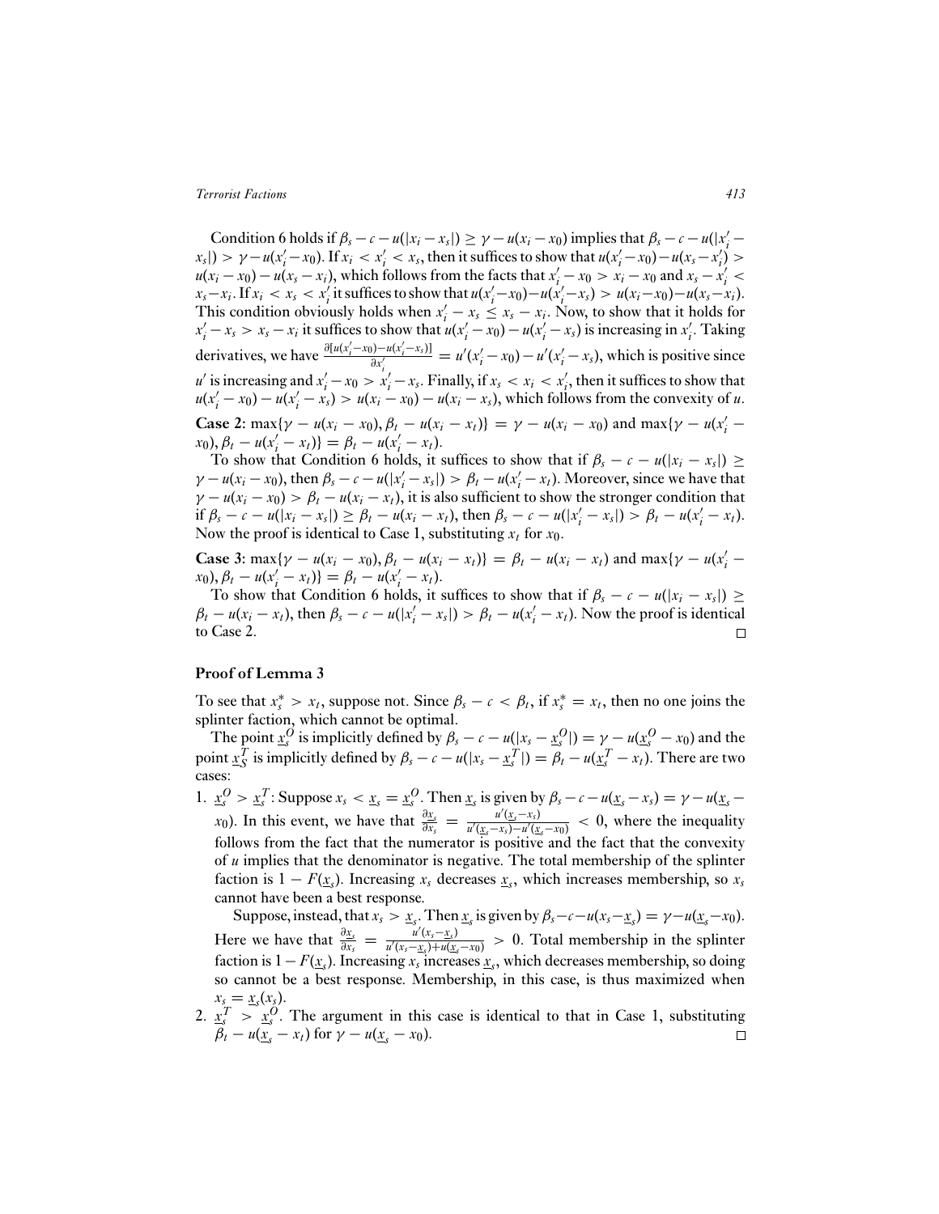Condition 6 holds if $\beta_s - c - u(|x_i - x_s|) \geq \gamma - u(x_i - x_0)$ implies that $\beta_s - c - u(|x_i' - x_s|) > \gamma - u(x_i' - x_0)$. If $x_i < x_i' < x_s$, then it suffices to show that $u(x_i' - x_0) - u(x_s - x_i') > u(x_i - x_0) - u(x_s - x_i)$, which follows from the facts that $x_i' - x_0 > x_i - x_0$ and $x_s - x_i' < x_s - x_i$. If $x_i < x_s < x_i'$ it suffices to show that $u(x_i' - x_0) - u(x_i' - x_s) > u(x_i - x_0) - u(x_s - x_i)$. This condition obviously holds when $x_i' - x_s \leq x_s - x_i$. Now, to show that it holds for $x_i' - x_s > x_s - x_i$ it suffices to show that $u(x_i' - x_0) - u(x_i' - x_s)$ is increasing in $x_i'$. Taking derivatives, we have $\frac{\partial[u(x_i' - x_0) - u(x_i' - x_s)]}{\partial x_i'} = u'(x_i' - x_0) - u'(x_i' - x_s)$, which is positive since $u'$ is increasing and $x_i' - x_0 > x_i' - x_s$. Finally, if $x_s < x_i < x_i'$, then it suffices to show that $u(x_i' - x_0) - u(x_i' - x_s) > u(x_i - x_0) - u(x_i - x_s)$, which follows from the convexity of $u$.

**Case 2:** $\max\{\gamma - u(x_i - x_0), \beta_t - u(x_i - x_t)\} = \gamma - u(x_i - x_0)$ and $\max\{\gamma - u(x_i' - x_0), \beta_t - u(x_i' - x_t)\} = \beta_t - u(x_i' - x_t)$.

To show that Condition 6 holds, it suffices to show that if $\beta_s - c - u(|x_i - x_s|) \geq \gamma - u(x_i - x_0)$, then $\beta_s - c - u(|x_i' - x_s|) > \beta_t - u(x_i' - x_t)$. Moreover, since we have that $\gamma - u(x_i - x_0) > \beta_t - u(x_i - x_t)$, it is also sufficient to show the stronger condition that if $\beta_s - c - u(|x_i - x_s|) \geq \beta_t - u(x_i - x_t)$, then $\beta_s - c - u(|x_i' - x_s|) > \beta_t - u(x_i' - x_t)$. Now the proof is identical to Case 1, substituting $x_t$ for $x_0$.

**Case 3:** $\max\{\gamma - u(x_i - x_0), \beta_t - u(x_i - x_t)\} = \beta_t - u(x_i - x_t)$ and $\max\{\gamma - u(x_i' - x_0), \beta_t - u(x_i' - x_t)\} = \beta_t - u(x_i' - x_t)$.

To show that Condition 6 holds, it suffices to show that if $\beta_s - c - u(|x_i - x_s|) \geq \beta_t - u(x_i - x_t)$, then $\beta_s - c - u(|x_i' - x_s|) > \beta_t - u(x_i' - x_t)$. Now the proof is identical to Case 2. □

## Proof of Lemma 3

To see that $x_s^* > x_t$, suppose not. Since $\beta_s - c < \beta_t$, if $x_s^* = x_t$, then no one joins the splinter faction, which cannot be optimal.

The point $\underline{x}_s^O$ is implicitly defined by $\beta_s - c - u(|x_s - \underline{x}_s^O|) = \gamma - u(\underline{x}_s^O - x_0)$ and the point $\underline{x}_S^T$ is implicitly defined by $\beta_s - c - u(|x_s - \underline{x}_s^T|) = \beta_t - u(\underline{x}_s^T - x_t)$. There are two cases:

1. $\underline{x}_s^O > \underline{x}_s^T$: Suppose $x_s < \underline{x}_s = \underline{x}_s^O$. Then $\underline{x}_s$ is given by $\beta_s - c - u(\underline{x}_s - x_s) = \gamma - u(\underline{x}_s - x_0)$. In this event, we have that $\frac{\partial \underline{x}_s}{\partial x_s} = \frac{u'(\underline{x}_s - x_s)}{u'(\underline{x}_s - x_s) - u'(\underline{x}_s - x_0)} < 0$, where the inequality follows from the fact that the numerator is positive and the fact that the convexity of $u$ implies that the denominator is negative. The total membership of the splinter faction is $1 - F(\underline{x}_s)$. Increasing $x_s$ decreases $\underline{x}_s$, which increases membership, so $x_s$ cannot have been a best response.

   Suppose, instead, that $x_s > \underline{x}_s$. Then $\underline{x}_s$ is given by $\beta_s - c - u(x_s - \underline{x}_s) = \gamma - u(\underline{x}_s - x_0)$. Here we have that $\frac{\partial \underline{x}_s}{\partial x_s} = \frac{u'(x_s - \underline{x}_s)}{u'(x_s - \underline{x}_s) + u(\underline{x}_s - x_0)} > 0$. Total membership in the splinter faction is $1 - F(\underline{x}_s)$. Increasing $x_s$ increases $\underline{x}_s$, which decreases membership, so doing so cannot be a best response. Membership, in this case, is thus maximized when $x_s = \underline{x}_s(x_s)$.

2. $\underline{x}_s^T > \underline{x}_s^O$. The argument in this case is identical to that in Case 1, substituting $\beta_t - u(\underline{x}_s - x_t)$ for $\gamma - u(\underline{x}_s - x_0)$. □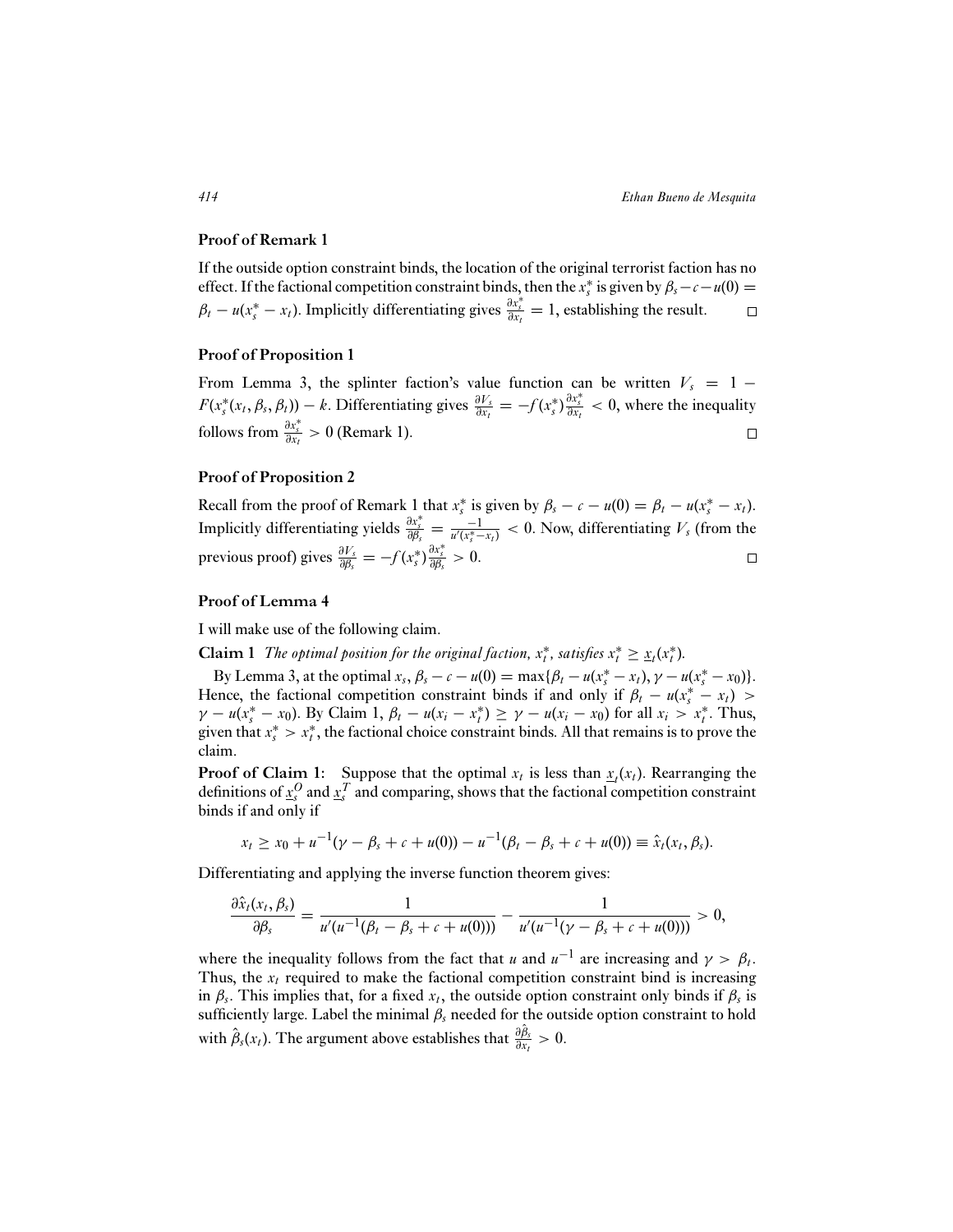### Proof of Remark 1

If the outside option constraint binds, the location of the original terrorist faction has no effect. If the factional competition constraint binds, then the $x_s^*$ is given by $\beta_s - c - u(0) = \beta_t - u(x_s^* - x_t)$. Implicitly differentiating gives $\frac{\partial x_s^*}{\partial x_t} = 1$, establishing the result. $\square$

### Proof of Proposition 1

From Lemma 3, the splinter faction's value function can be written $V_s = 1 - F(x_s^*(x_t, \beta_s, \beta_t)) - k$. Differentiating gives $\frac{\partial V_s}{\partial x_t} = -f(x_s^*)\frac{\partial x_s^*}{\partial x_t} < 0$, where the inequality follows from $\frac{\partial x_s^*}{\partial x_t} > 0$ (Remark 1). $\square$

### Proof of Proposition 2

Recall from the proof of Remark 1 that $x_s^*$ is given by $\beta_s - c - u(0) = \beta_t - u(x_s^* - x_t)$. Implicitly differentiating yields $\frac{\partial x_s^*}{\partial \beta_s} = \frac{-1}{u'(x_s^* - x_t)} < 0$. Now, differentiating $V_s$ (from the previous proof) gives $\frac{\partial V_s}{\partial \beta_s} = -f(x_s^*)\frac{\partial x_s^*}{\partial \beta_s} > 0$. $\square$

### Proof of Lemma 4

I will make use of the following claim.

**Claim 1** *The optimal position for the original faction, $x_t^*$, satisfies $x_t^* \geq \underline{x}_t(x_t^*)$.*

By Lemma 3, at the optimal $x_s$, $\beta_s - c - u(0) = \max\{\beta_t - u(x_s^* - x_t), \gamma - u(x_s^* - x_0)\}$. Hence, the factional competition constraint binds if and only if $\beta_t - u(x_s^* - x_t) > \gamma - u(x_s^* - x_0)$. By Claim 1, $\beta_t - u(x_i - x_t^*) \geq \gamma - u(x_i - x_0)$ for all $x_i > x_t^*$. Thus, given that $x_s^* > x_t^*$, the factional choice constraint binds. All that remains is to prove the claim.

**Proof of Claim 1:** Suppose that the optimal $x_t$ is less than $\underline{x}_t(x_t)$. Rearranging the definitions of $\underline{x}_s^O$ and $\underline{x}_s^T$ and comparing, shows that the factional competition constraint binds if and only if

$$x_t \geq x_0 + u^{-1}(\gamma - \beta_s + c + u(0)) - u^{-1}(\beta_t - \beta_s + c + u(0)) \equiv \hat{x}_t(x_t, \beta_s).$$

Differentiating and applying the inverse function theorem gives:

$$\frac{\partial \hat{x}_t(x_t, \beta_s)}{\partial \beta_s} = \frac{1}{u'(u^{-1}(\beta_t - \beta_s + c + u(0)))} - \frac{1}{u'(u^{-1}(\gamma - \beta_s + c + u(0)))} > 0,$$

where the inequality follows from the fact that $u$ and $u^{-1}$ are increasing and $\gamma > \beta_t$. Thus, the $x_t$ required to make the factional competition constraint bind is increasing in $\beta_s$. This implies that, for a fixed $x_t$, the outside option constraint only binds if $\beta_s$ is sufficiently large. Label the minimal $\beta_s$ needed for the outside option constraint to hold with $\hat{\beta}_s(x_t)$. The argument above establishes that $\frac{\partial \hat{\beta}_s}{\partial x_t} > 0$.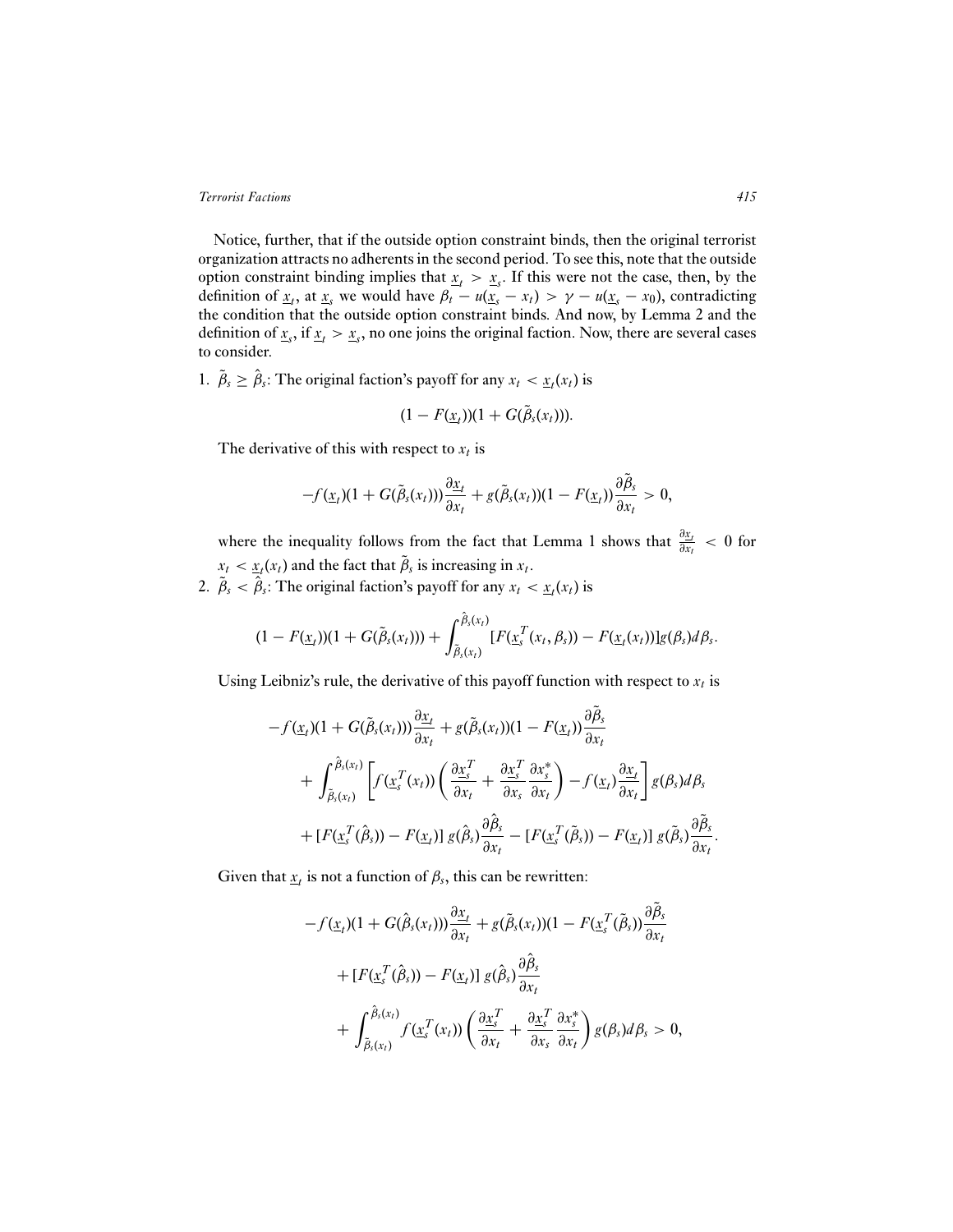Notice, further, that if the outside option constraint binds, then the original terrorist organization attracts no adherents in the second period. To see this, note that the outside option constraint binding implies that $\underline{x}_t > \underline{x}_s$. If this were not the case, then, by the definition of $\underline{x}_t$, at $\underline{x}_s$ we would have $\beta_t - u(\underline{x}_s - x_t) > \gamma - u(\underline{x}_s - x_0)$, contradicting the condition that the outside option constraint binds. And now, by Lemma 2 and the definition of $\underline{x}_s$, if $\underline{x}_t > \underline{x}_s$, no one joins the original faction. Now, there are several cases to consider.

1. $\tilde{\beta}_s \geq \hat{\beta}_s$: The original faction's payoff for any $x_t < \underline{x}_t(x_t)$ is

$$(1 - F(\underline{x}_t))(1 + G(\tilde{\beta}_s(x_t))).$$

The derivative of this with respect to $x_t$ is

$$-f(\underline{x}_t)(1 + G(\tilde{\beta}_s(x_t)))\frac{\partial \underline{x}_t}{\partial x_t} + g(\tilde{\beta}_s(x_t))(1 - F(\underline{x}_t))\frac{\partial \tilde{\beta}_s}{\partial x_t} > 0,$$

where the inequality follows from the fact that Lemma 1 shows that $\frac{\partial \underline{x}_t}{\partial x_t} < 0$ for $x_t < \underline{x}_t(x_t)$ and the fact that $\tilde{\beta}_s$ is increasing in $x_t$.

2. $\tilde{\beta}_s < \hat{\beta}_s$: The original faction's payoff for any $x_t < \underline{x}_t(x_t)$ is

$$(1 - F(\underline{x}_t))(1 + G(\tilde{\beta}_s(x_t))) + \int_{\tilde{\beta}_s(x_t)}^{\hat{\beta}_s(x_t)} [F(\underline{x}_s^T(x_t, \beta_s)) - F(\underline{x}_t(x_t))]g(\beta_s)d\beta_s.$$

Using Leibniz's rule, the derivative of this payoff function with respect to $x_t$ is

$$\begin{aligned}
&-f(\underline{x}_t)(1 + G(\tilde{\beta}_s(x_t)))\frac{\partial \underline{x}_t}{\partial x_t} + g(\tilde{\beta}_s(x_t))(1 - F(\underline{x}_t))\frac{\partial \tilde{\beta}_s}{\partial x_t} \\
&+ \int_{\tilde{\beta}_s(x_t)}^{\hat{\beta}_s(x_t)} \left[ f(\underline{x}_s^T(x_t)) \left( \frac{\partial \underline{x}_s^T}{\partial x_t} + \frac{\partial \underline{x}_s^T}{\partial x_s}\frac{\partial x_s^*}{\partial x_t} \right) - f(\underline{x}_t)\frac{\partial \underline{x}_t}{\partial x_t} \right] g(\beta_s)d\beta_s \\
&+ [F(\underline{x}_s^T(\hat{\beta}_s)) - F(\underline{x}_t)]\, g(\hat{\beta}_s)\frac{\partial \hat{\beta}_s}{\partial x_t} - [F(\underline{x}_s^T(\tilde{\beta}_s)) - F(\underline{x}_t)]\, g(\tilde{\beta}_s)\frac{\partial \tilde{\beta}_s}{\partial x_t}.
\end{aligned}$$

Given that $\underline{x}_t$ is not a function of $\beta_s$, this can be rewritten:

$$\begin{aligned}
&-f(\underline{x}_t)(1 + G(\hat{\beta}_s(x_t)))\frac{\partial \underline{x}_t}{\partial x_t} + g(\tilde{\beta}_s(x_t))(1 - F(\underline{x}_s^T(\tilde{\beta}_s))\frac{\partial \tilde{\beta}_s}{\partial x_t} \\
&+ [F(\underline{x}_s^T(\hat{\beta}_s)) - F(\underline{x}_t)]\, g(\hat{\beta}_s)\frac{\partial \hat{\beta}_s}{\partial x_t} \\
&+ \int_{\tilde{\beta}_s(x_t)}^{\hat{\beta}_s(x_t)} f(\underline{x}_s^T(x_t)) \left( \frac{\partial \underline{x}_s^T}{\partial x_t} + \frac{\partial \underline{x}_s^T}{\partial x_s}\frac{\partial x_s^*}{\partial x_t} \right) g(\beta_s)d\beta_s > 0,
\end{aligned}$$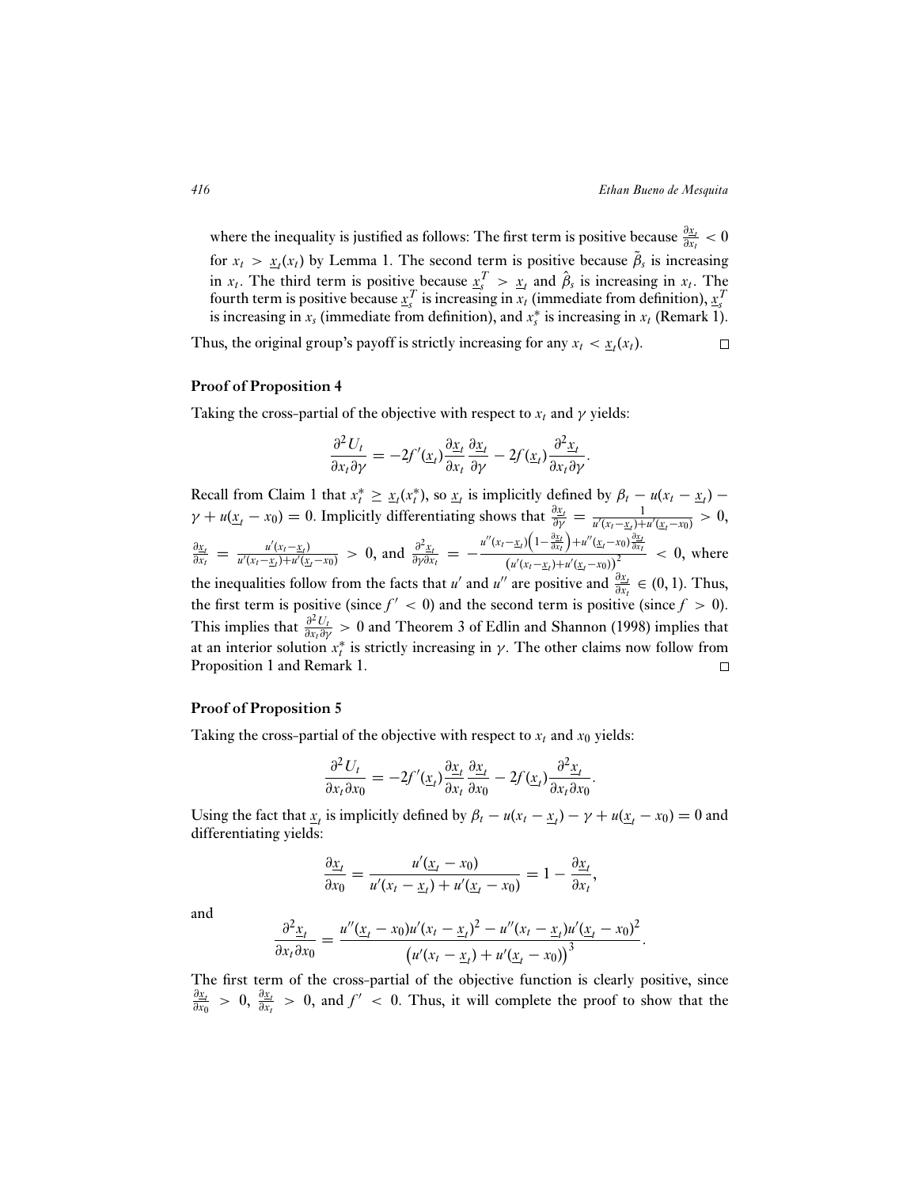where the inequality is justified as follows: The first term is positive because $\frac{\partial \underline{x}_t}{\partial x_t} < 0$ for $x_t > \underline{x}_t(x_t)$ by Lemma 1. The second term is positive because $\tilde{\beta}_s$ is increasing in $x_t$. The third term is positive because $\underline{x}_s^T > \underline{x}_t$ and $\hat{\beta}_s$ is increasing in $x_t$. The fourth term is positive because $\underline{x}_s^T$ is increasing in $x_t$ (immediate from definition), $\underline{x}_s^T$ is increasing in $x_s$ (immediate from definition), and $x_s^*$ is increasing in $x_t$ (Remark 1).

Thus, the original group's payoff is strictly increasing for any $x_t < \underline{x}_t(x_t)$. □

### Proof of Proposition 4

Taking the cross-partial of the objective with respect to $x_t$ and $\gamma$ yields:

$$\frac{\partial^2 U_t}{\partial x_t \partial \gamma} = -2f'(\underline{x}_t)\frac{\partial \underline{x}_t}{\partial x_t}\frac{\partial \underline{x}_t}{\partial \gamma} - 2f(\underline{x}_t)\frac{\partial^2 \underline{x}_t}{\partial x_t \partial \gamma}.$$

Recall from Claim 1 that $x_t^* \geq \underline{x}_t(x_t^*)$, so $\underline{x}_t$ is implicitly defined by $\beta_t - u(x_t - \underline{x}_t) - \gamma + u(\underline{x}_t - x_0) = 0$. Implicitly differentiating shows that $\frac{\partial \underline{x}_t}{\partial \gamma} = \frac{1}{u'(x_t - \underline{x}_t) + u'(\underline{x}_t - x_0)} > 0$, $\frac{\partial \underline{x}_t}{\partial x_t} = \frac{u'(x_t - \underline{x}_t)}{u'(x_t - \underline{x}_t) + u'(\underline{x}_t - x_0)} > 0$, and $\frac{\partial^2 \underline{x}_t}{\partial \gamma \partial x_t} = -\frac{u''(x_t - \underline{x}_t)\left(1 - \frac{\partial \underline{x}_t}{\partial x_t}\right) + u''(\underline{x}_t - x_0)\frac{\partial \underline{x}_t}{\partial x_t}}{\left(u'(x_t - \underline{x}_t) + u'(\underline{x}_t - x_0)\right)^2} < 0$, where the inequalities follow from the facts that $u'$ and $u''$ are positive and $\frac{\partial \underline{x}_t}{\partial x_t} \in (0, 1)$. Thus, the first term is positive (since $f' < 0$) and the second term is positive (since $f > 0$). This implies that $\frac{\partial^2 U_t}{\partial x_t \partial \gamma} > 0$ and Theorem 3 of Edlin and Shannon (1998) implies that at an interior solution $x_t^*$ is strictly increasing in $\gamma$. The other claims now follow from Proposition 1 and Remark 1. □

### Proof of Proposition 5

Taking the cross-partial of the objective with respect to $x_t$ and $x_0$ yields:

$$\frac{\partial^2 U_t}{\partial x_t \partial x_0} = -2f'(\underline{x}_t)\frac{\partial \underline{x}_t}{\partial x_t}\frac{\partial \underline{x}_t}{\partial x_0} - 2f(\underline{x}_t)\frac{\partial^2 \underline{x}_t}{\partial x_t \partial x_0}.$$

Using the fact that $\underline{x}_t$ is implicitly defined by $\beta_t - u(x_t - \underline{x}_t) - \gamma + u(\underline{x}_t - x_0) = 0$ and differentiating yields:

$$\frac{\partial \underline{x}_t}{\partial x_0} = \frac{u'(\underline{x}_t - x_0)}{u'(x_t - \underline{x}_t) + u'(\underline{x}_t - x_0)} = 1 - \frac{\partial \underline{x}_t}{\partial x_t},$$

and

$$\frac{\partial^2 \underline{x}_t}{\partial x_t \partial x_0} = \frac{u''(\underline{x}_t - x_0)u'(x_t - \underline{x}_t)^2 - u''(x_t - \underline{x}_t)u'(\underline{x}_t - x_0)^2}{\left(u'(x_t - \underline{x}_t) + u'(\underline{x}_t - x_0)\right)^3}.$$

The first term of the cross-partial of the objective function is clearly positive, since $\frac{\partial \underline{x}_t}{\partial x_0} > 0$, $\frac{\partial \underline{x}_t}{\partial x_t} > 0$, and $f' < 0$. Thus, it will complete the proof to show that the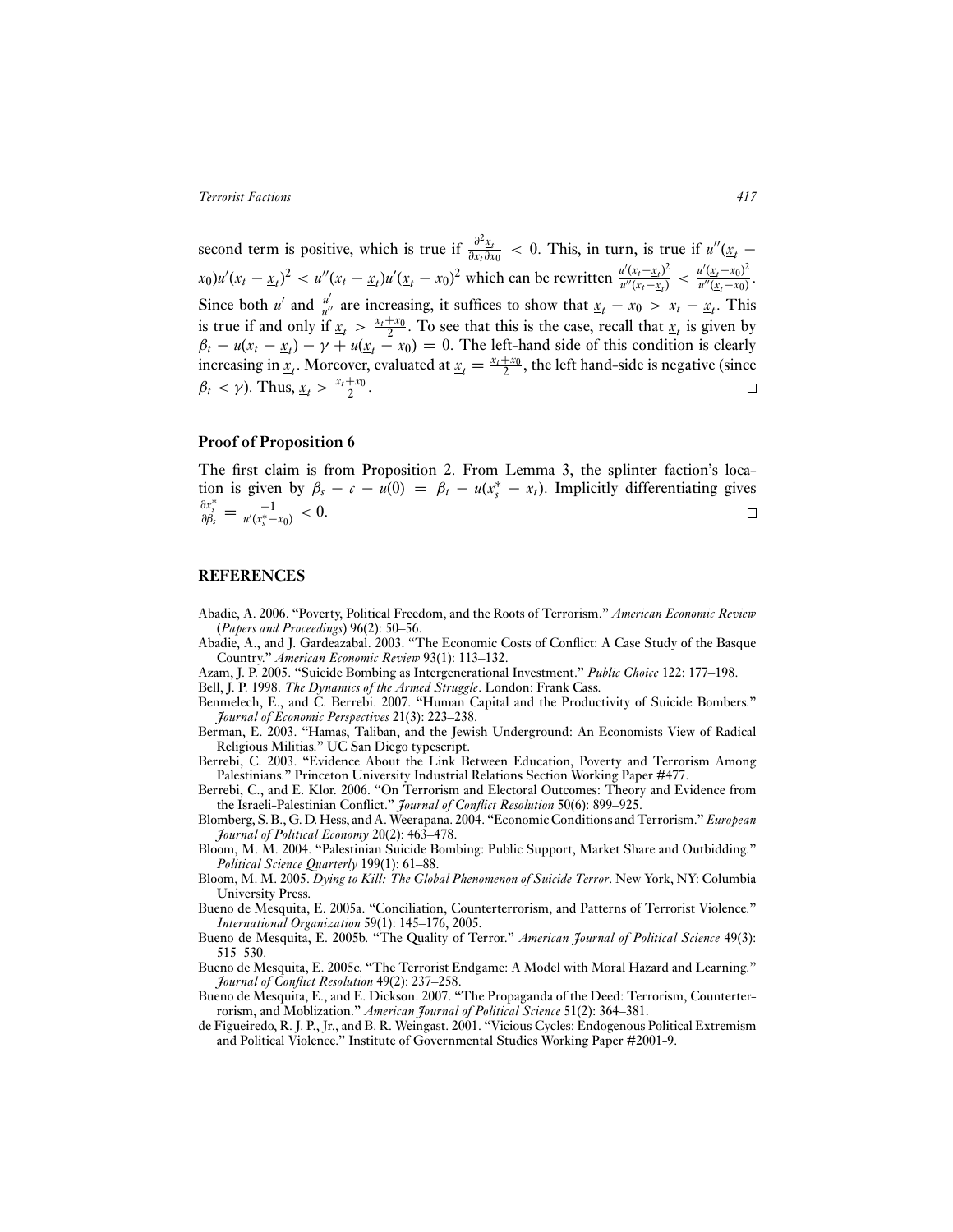second term is positive, which is true if $\frac{\partial^2 \underline{x}_t}{\partial x_t \partial x_0} < 0$. This, in turn, is true if $u''(\underline{x}_t - x_0)u'(x_t - \underline{x}_t)^2 < u''(x_t - \underline{x}_t)u'(\underline{x}_t - x_0)^2$ which can be rewritten $\frac{u'(x_t - \underline{x}_t)^2}{u''(x_t - \underline{x}_t)} < \frac{u'(\underline{x}_t - x_0)^2}{u''(\underline{x}_t - x_0)}$. Since both $u'$ and $\frac{u'}{u''}$ are increasing, it suffices to show that $\underline{x}_t - x_0 > x_t - \underline{x}_t$. This is true if and only if $\underline{x}_t > \frac{x_t + x_0}{2}$. To see that this is the case, recall that $\underline{x}_t$ is given by $\beta_t - u(x_t - \underline{x}_t) - \gamma + u(\underline{x}_t - x_0) = 0$. The left-hand side of this condition is clearly increasing in $\underline{x}_t$. Moreover, evaluated at $\underline{x}_t = \frac{x_t + x_0}{2}$, the left hand-side is negative (since $\beta_t < \gamma$). Thus, $\underline{x}_t > \frac{x_t + x_0}{2}$. □

### Proof of Proposition 6

The first claim is from Proposition 2. From Lemma 3, the splinter faction's location is given by $\beta_s - c - u(0) = \beta_t - u(x_s^* - x_t)$. Implicitly differentiating gives $\frac{\partial x_s^*}{\partial \beta_s} = \frac{-1}{u'(x_s^* - x_0)} < 0$. □

## REFERENCES

Abadie, A. 2006. "Poverty, Political Freedom, and the Roots of Terrorism." *American Economic Review* (*Papers and Proceedings*) 96(2): 50–56.

Abadie, A., and J. Gardeazabal. 2003. "The Economic Costs of Conflict: A Case Study of the Basque Country." *American Economic Review* 93(1): 113–132.

Azam, J. P. 2005. "Suicide Bombing as Intergenerational Investment." *Public Choice* 122: 177–198.

Bell, J. P. 1998. *The Dynamics of the Armed Struggle*. London: Frank Cass.

Benmelech, E., and C. Berrebi. 2007. "Human Capital and the Productivity of Suicide Bombers." *Journal of Economic Perspectives* 21(3): 223–238.

Berman, E. 2003. "Hamas, Taliban, and the Jewish Underground: An Economists View of Radical Religious Militias." UC San Diego typescript.

Berrebi, C. 2003. "Evidence About the Link Between Education, Poverty and Terrorism Among Palestinians." Princeton University Industrial Relations Section Working Paper #477.

Berrebi, C., and E. Klor. 2006. "On Terrorism and Electoral Outcomes: Theory and Evidence from the Israeli-Palestinian Conflict." *Journal of Conflict Resolution* 50(6): 899–925.

Blomberg, S. B., G. D. Hess, and A. Weerapana. 2004. "Economic Conditions and Terrorism." *European Journal of Political Economy* 20(2): 463–478.

Bloom, M. M. 2004. "Palestinian Suicide Bombing: Public Support, Market Share and Outbidding." *Political Science Quarterly* 199(1): 61–88.

Bloom, M. M. 2005. *Dying to Kill: The Global Phenomenon of Suicide Terror*. New York, NY: Columbia University Press.

Bueno de Mesquita, E. 2005a. "Conciliation, Counterterrorism, and Patterns of Terrorist Violence." *International Organization* 59(1): 145–176, 2005.

Bueno de Mesquita, E. 2005b. "The Quality of Terror." *American Journal of Political Science* 49(3): 515–530.

Bueno de Mesquita, E. 2005c. "The Terrorist Endgame: A Model with Moral Hazard and Learning." *Journal of Conflict Resolution* 49(2): 237–258.

Bueno de Mesquita, E., and E. Dickson. 2007. "The Propaganda of the Deed: Terrorism, Counterterrorism, and Moblization." *American Journal of Political Science* 51(2): 364–381.

de Figueiredo, R. J. P., Jr., and B. R. Weingast. 2001. "Vicious Cycles: Endogenous Political Extremism and Political Violence." Institute of Governmental Studies Working Paper #2001-9.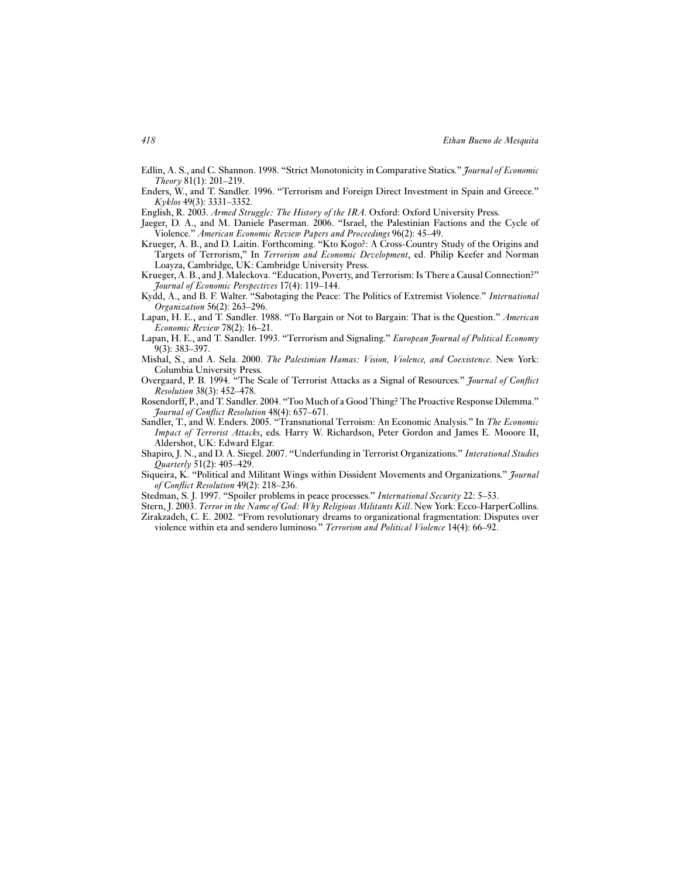Edlin, A. S., and C. Shannon. 1998. "Strict Monotonicity in Comparative Statics." *Journal of Economic Theory* 81(1): 201–219.

Enders, W., and T. Sandler. 1996. "Terrorism and Foreign Direct Investment in Spain and Greece." *Kyklos* 49(3): 3331–3352.

English, R. 2003. *Armed Struggle: The History of the IRA*. Oxford: Oxford University Press.

Jaeger, D. A., and M. Daniele Paserman. 2006. "Israel, the Palestinian Factions and the Cycle of Violence." *American Economic Review Papers and Proceedings* 96(2): 45–49.

Krueger, A. B., and D. Laitin. Forthcoming. "Kto Kogo?: A Cross-Country Study of the Origins and Targets of Terrorism," In *Terrorism and Economic Development*, ed. Philip Keefer and Norman Loayza, Cambridge, UK: Cambridge University Press.

Krueger, A. B., and J. Maleckova. "Education, Poverty, and Terrorism: Is There a Causal Connection?" *Journal of Economic Perspectives* 17(4): 119–144.

Kydd, A., and B. F. Walter. "Sabotaging the Peace: The Politics of Extremist Violence." *International Organization* 56(2): 263–296.

Lapan, H. E., and T. Sandler. 1988. "To Bargain or Not to Bargain: That is the Question." *American Economic Review* 78(2): 16–21.

Lapan, H. E., and T. Sandler. 1993. "Terrorism and Signaling." *European Journal of Political Economy* 9(3): 383–397.

Mishal, S., and A. Sela. 2000. *The Palestinian Hamas: Vision, Violence, and Coexistence*. New York: Columbia University Press.

Overgaard, P. B. 1994. "The Scale of Terrorist Attacks as a Signal of Resources." *Journal of Conflict Resolution* 38(3): 452–478.

Rosendorff, P., and T. Sandler. 2004. "Too Much of a Good Thing? The Proactive Response Dilemma." *Journal of Conflict Resolution* 48(4): 657–671.

Sandler, T., and W. Enders. 2005. "Transnational Terroism: An Economic Analysis." In *The Economic Impact of Terrorist Attacks*, eds. Harry W. Richardson, Peter Gordon and James E. Mooore II, Aldershot, UK: Edward Elgar.

Shapiro, J. N., and D. A. Siegel. 2007. "Underfunding in Terrorist Organizations." *Interational Studies Quarterly* 51(2): 405–429.

Siqueira, K. "Political and Militant Wings within Dissident Movements and Organizations." *Journal of Conflict Resolution* 49(2): 218–236.

Stedman, S. J. 1997. "Spoiler problems in peace processes." *International Security* 22: 5–53.

Stern, J. 2003. *Terror in the Name of God: Why Religious Militants Kill*. New York: Ecco-HarperCollins.

Zirakzadeh, C. E. 2002. "From revolutionary dreams to organizational fragmentation: Disputes over violence within eta and sendero luminoso." *Terrorism and Political Violence* 14(4): 66–92.